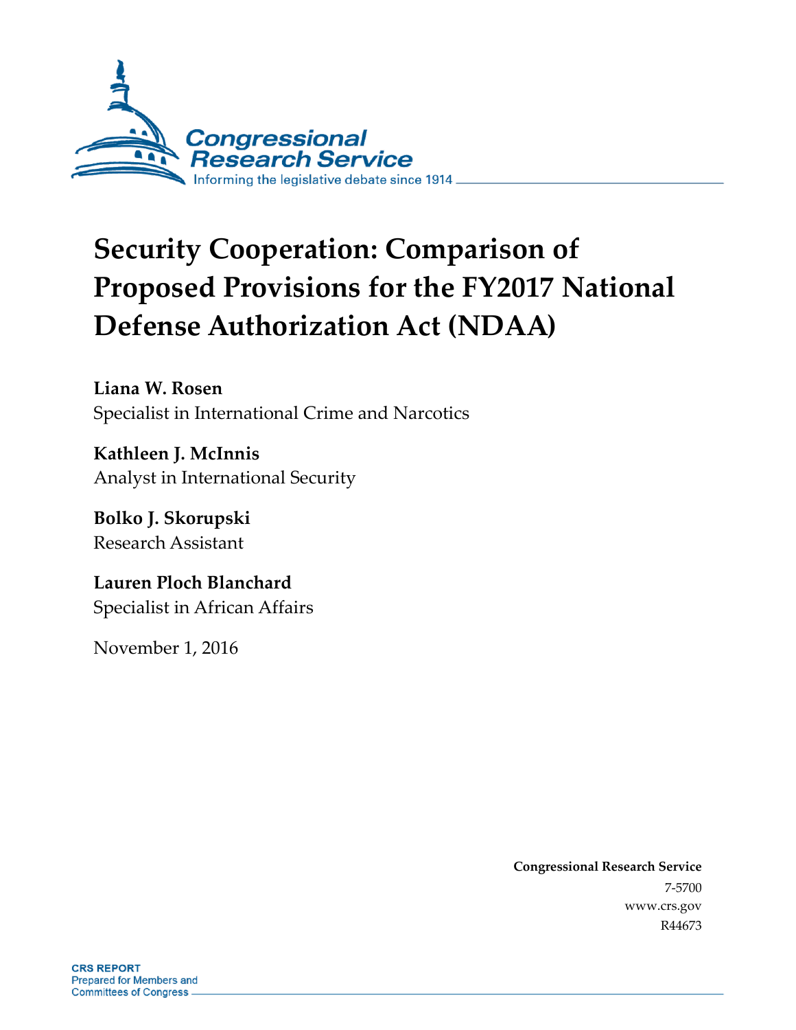Congressional Research Service

Informing the legislative debate since 1914

# Security Cooperation: Comparison of Proposed Provisions for the FY2017 National Defense Authorization Act (NDAA)

**Liana W. Rosen**
Specialist in International Crime and Narcotics

**Kathleen J. McInnis**
Analyst in International Security

**Bolko J. Skorupski**
Research Assistant

**Lauren Ploch Blanchard**
Specialist in African Affairs

November 1, 2016

**Congressional Research Service**
7-5700
www.crs.gov
R44673

**CRS REPORT**
Prepared for Members and
Committees of Congress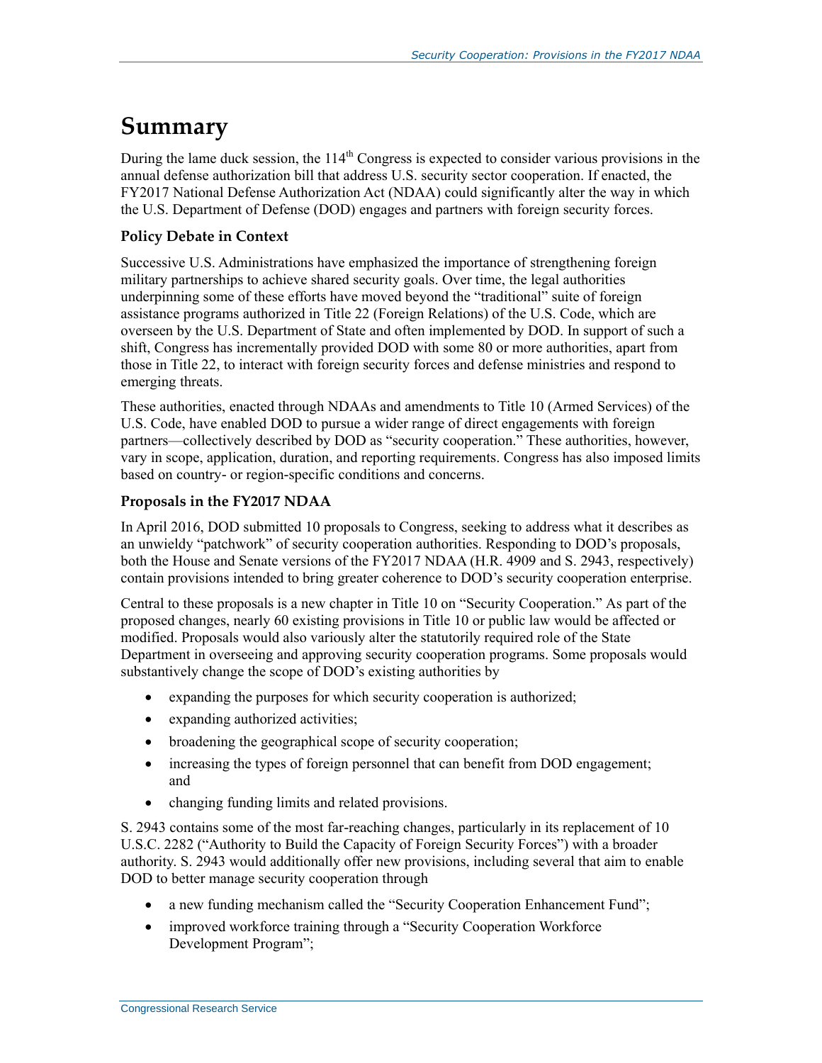# Summary

During the lame duck session, the 114th Congress is expected to consider various provisions in the annual defense authorization bill that address U.S. security sector cooperation. If enacted, the FY2017 National Defense Authorization Act (NDAA) could significantly alter the way in which the U.S. Department of Defense (DOD) engages and partners with foreign security forces.

### Policy Debate in Context

Successive U.S. Administrations have emphasized the importance of strengthening foreign military partnerships to achieve shared security goals. Over time, the legal authorities underpinning some of these efforts have moved beyond the "traditional" suite of foreign assistance programs authorized in Title 22 (Foreign Relations) of the U.S. Code, which are overseen by the U.S. Department of State and often implemented by DOD. In support of such a shift, Congress has incrementally provided DOD with some 80 or more authorities, apart from those in Title 22, to interact with foreign security forces and defense ministries and respond to emerging threats.

These authorities, enacted through NDAAs and amendments to Title 10 (Armed Services) of the U.S. Code, have enabled DOD to pursue a wider range of direct engagements with foreign partners—collectively described by DOD as "security cooperation." These authorities, however, vary in scope, application, duration, and reporting requirements. Congress has also imposed limits based on country- or region-specific conditions and concerns.

### Proposals in the FY2017 NDAA

In April 2016, DOD submitted 10 proposals to Congress, seeking to address what it describes as an unwieldy "patchwork" of security cooperation authorities. Responding to DOD's proposals, both the House and Senate versions of the FY2017 NDAA (H.R. 4909 and S. 2943, respectively) contain provisions intended to bring greater coherence to DOD's security cooperation enterprise.

Central to these proposals is a new chapter in Title 10 on "Security Cooperation." As part of the proposed changes, nearly 60 existing provisions in Title 10 or public law would be affected or modified. Proposals would also variously alter the statutorily required role of the State Department in overseeing and approving security cooperation programs. Some proposals would substantively change the scope of DOD's existing authorities by

- expanding the purposes for which security cooperation is authorized;
- expanding authorized activities;
- broadening the geographical scope of security cooperation;
- increasing the types of foreign personnel that can benefit from DOD engagement; and
- changing funding limits and related provisions.

S. 2943 contains some of the most far-reaching changes, particularly in its replacement of 10 U.S.C. 2282 ("Authority to Build the Capacity of Foreign Security Forces") with a broader authority. S. 2943 would additionally offer new provisions, including several that aim to enable DOD to better manage security cooperation through

- a new funding mechanism called the "Security Cooperation Enhancement Fund";
- improved workforce training through a "Security Cooperation Workforce Development Program";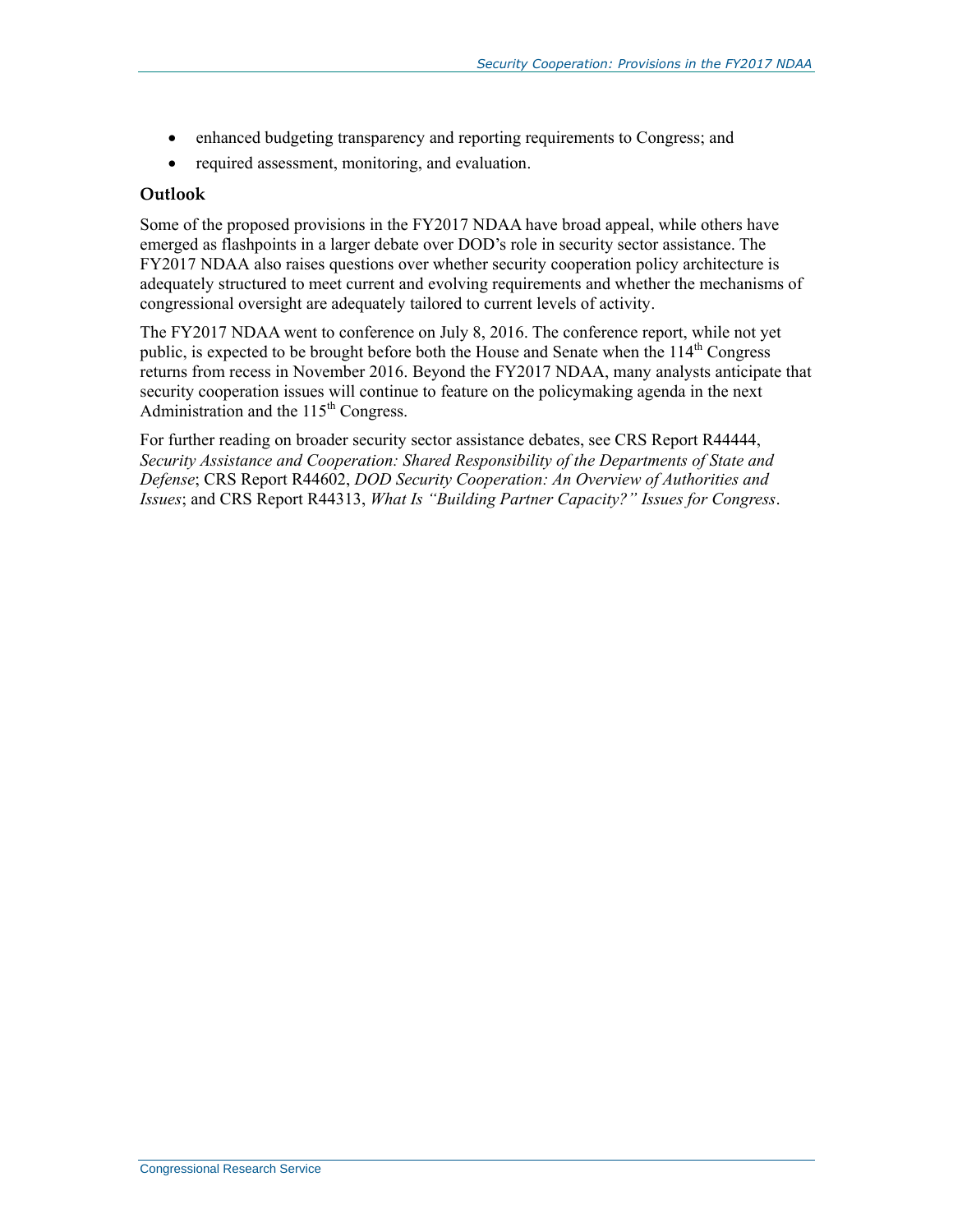- enhanced budgeting transparency and reporting requirements to Congress; and
- required assessment, monitoring, and evaluation.

### Outlook

Some of the proposed provisions in the FY2017 NDAA have broad appeal, while others have emerged as flashpoints in a larger debate over DOD's role in security sector assistance. The FY2017 NDAA also raises questions over whether security cooperation policy architecture is adequately structured to meet current and evolving requirements and whether the mechanisms of congressional oversight are adequately tailored to current levels of activity.

The FY2017 NDAA went to conference on July 8, 2016. The conference report, while not yet public, is expected to be brought before both the House and Senate when the 114th Congress returns from recess in November 2016. Beyond the FY2017 NDAA, many analysts anticipate that security cooperation issues will continue to feature on the policymaking agenda in the next Administration and the 115th Congress.

For further reading on broader security sector assistance debates, see CRS Report R44444, *Security Assistance and Cooperation: Shared Responsibility of the Departments of State and Defense*; CRS Report R44602, *DOD Security Cooperation: An Overview of Authorities and Issues*; and CRS Report R44313, *What Is "Building Partner Capacity?" Issues for Congress*.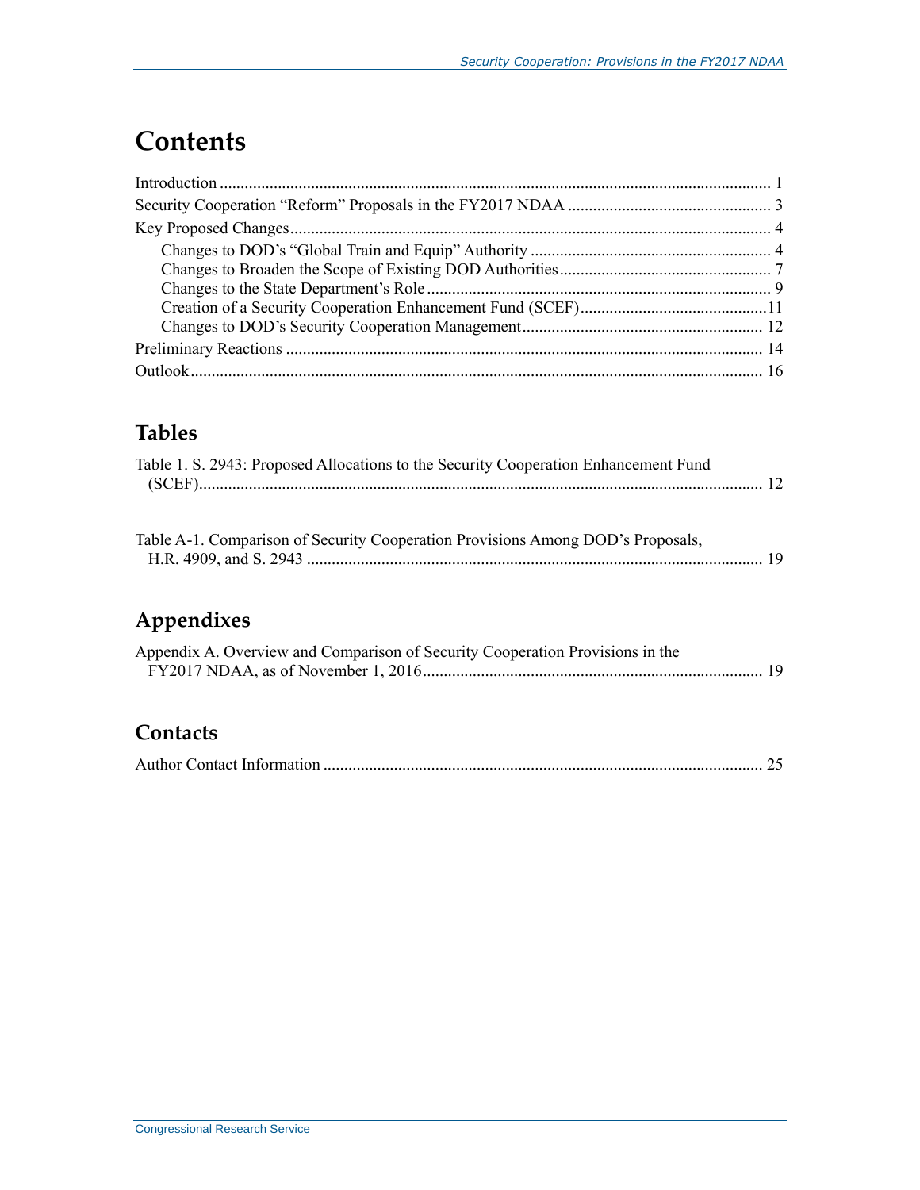# Contents

Introduction ... 1
Security Cooperation "Reform" Proposals in the FY2017 NDAA ... 3
Key Proposed Changes ... 4
- Changes to DOD's "Global Train and Equip" Authority ... 4
- Changes to Broaden the Scope of Existing DOD Authorities ... 7
- Changes to the State Department's Role ... 9
- Creation of a Security Cooperation Enhancement Fund (SCEF) ... 11
- Changes to DOD's Security Cooperation Management ... 12

Preliminary Reactions ... 14
Outlook ... 16

## Tables

Table 1. S. 2943: Proposed Allocations to the Security Cooperation Enhancement Fund (SCEF) ... 12

Table A-1. Comparison of Security Cooperation Provisions Among DOD's Proposals, H.R. 4909, and S. 2943 ... 19

## Appendixes

Appendix A. Overview and Comparison of Security Cooperation Provisions in the FY2017 NDAA, as of November 1, 2016 ... 19

## Contacts

Author Contact Information ... 25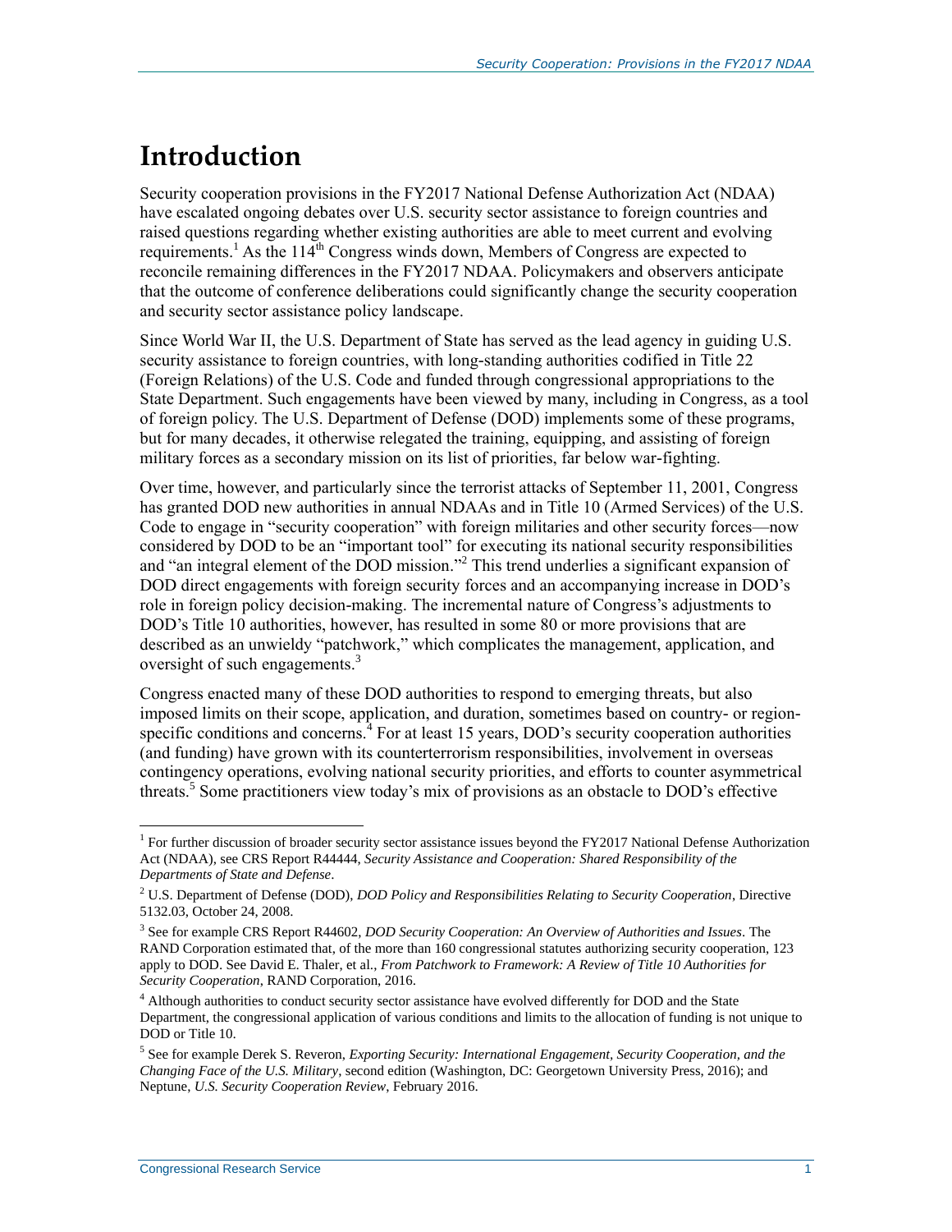# Introduction

Security cooperation provisions in the FY2017 National Defense Authorization Act (NDAA) have escalated ongoing debates over U.S. security sector assistance to foreign countries and raised questions regarding whether existing authorities are able to meet current and evolving requirements.[1] As the 114th Congress winds down, Members of Congress are expected to reconcile remaining differences in the FY2017 NDAA. Policymakers and observers anticipate that the outcome of conference deliberations could significantly change the security cooperation and security sector assistance policy landscape.

Since World War II, the U.S. Department of State has served as the lead agency in guiding U.S. security assistance to foreign countries, with long-standing authorities codified in Title 22 (Foreign Relations) of the U.S. Code and funded through congressional appropriations to the State Department. Such engagements have been viewed by many, including in Congress, as a tool of foreign policy. The U.S. Department of Defense (DOD) implements some of these programs, but for many decades, it otherwise relegated the training, equipping, and assisting of foreign military forces as a secondary mission on its list of priorities, far below war-fighting.

Over time, however, and particularly since the terrorist attacks of September 11, 2001, Congress has granted DOD new authorities in annual NDAAs and in Title 10 (Armed Services) of the U.S. Code to engage in "security cooperation" with foreign militaries and other security forces—now considered by DOD to be an "important tool" for executing its national security responsibilities and "an integral element of the DOD mission."[2] This trend underlies a significant expansion of DOD direct engagements with foreign security forces and an accompanying increase in DOD's role in foreign policy decision-making. The incremental nature of Congress's adjustments to DOD's Title 10 authorities, however, has resulted in some 80 or more provisions that are described as an unwieldy "patchwork," which complicates the management, application, and oversight of such engagements.[3]

Congress enacted many of these DOD authorities to respond to emerging threats, but also imposed limits on their scope, application, and duration, sometimes based on country- or region-specific conditions and concerns.[4] For at least 15 years, DOD's security cooperation authorities (and funding) have grown with its counterterrorism responsibilities, involvement in overseas contingency operations, evolving national security priorities, and efforts to counter asymmetrical threats.[5] Some practitioners view today's mix of provisions as an obstacle to DOD's effective

---

[1] For further discussion of broader security sector assistance issues beyond the FY2017 National Defense Authorization Act (NDAA), see CRS Report R44444, *Security Assistance and Cooperation: Shared Responsibility of the Departments of State and Defense*.

[2] U.S. Department of Defense (DOD), *DOD Policy and Responsibilities Relating to Security Cooperation*, Directive 5132.03, October 24, 2008.

[3] See for example CRS Report R44602, *DOD Security Cooperation: An Overview of Authorities and Issues*. The RAND Corporation estimated that, of the more than 160 congressional statutes authorizing security cooperation, 123 apply to DOD. See David E. Thaler, et al., *From Patchwork to Framework: A Review of Title 10 Authorities for Security Cooperation*, RAND Corporation, 2016.

[4] Although authorities to conduct security sector assistance have evolved differently for DOD and the State Department, the congressional application of various conditions and limits to the allocation of funding is not unique to DOD or Title 10.

[5] See for example Derek S. Reveron, *Exporting Security: International Engagement, Security Cooperation, and the Changing Face of the U.S. Military*, second edition (Washington, DC: Georgetown University Press, 2016); and Neptune, *U.S. Security Cooperation Review*, February 2016.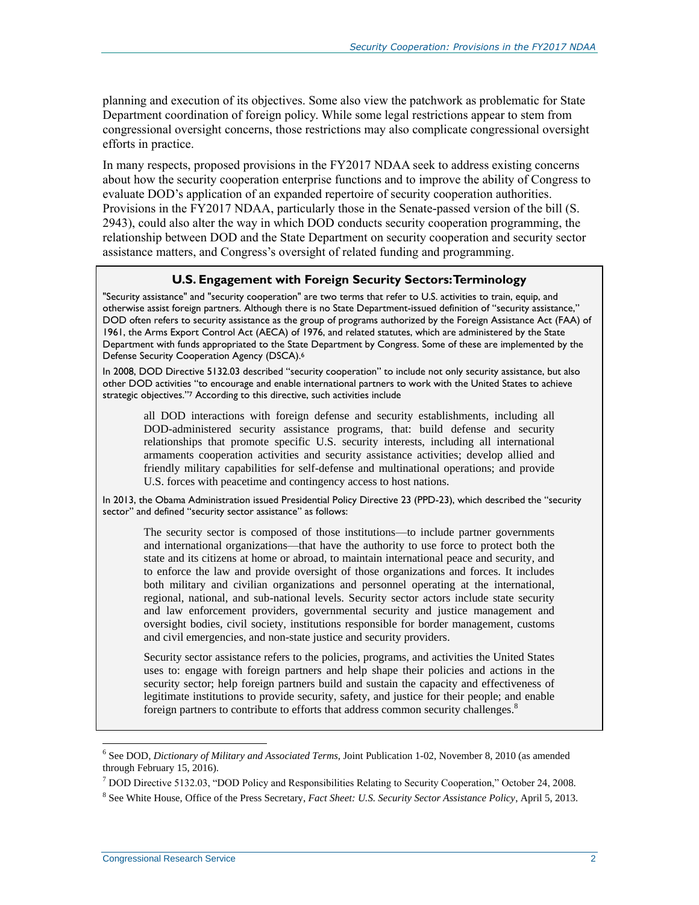planning and execution of its objectives. Some also view the patchwork as problematic for State Department coordination of foreign policy. While some legal restrictions appear to stem from congressional oversight concerns, those restrictions may also complicate congressional oversight efforts in practice.

In many respects, proposed provisions in the FY2017 NDAA seek to address existing concerns about how the security cooperation enterprise functions and to improve the ability of Congress to evaluate DOD's application of an expanded repertoire of security cooperation authorities. Provisions in the FY2017 NDAA, particularly those in the Senate-passed version of the bill (S. 2943), could also alter the way in which DOD conducts security cooperation programming, the relationship between DOD and the State Department on security cooperation and security sector assistance matters, and Congress's oversight of related funding and programming.

### U.S. Engagement with Foreign Security Sectors: Terminology

"Security assistance" and "security cooperation" are two terms that refer to U.S. activities to train, equip, and otherwise assist foreign partners. Although there is no State Department-issued definition of "security assistance," DOD often refers to security assistance as the group of programs authorized by the Foreign Assistance Act (FAA) of 1961, the Arms Export Control Act (AECA) of 1976, and related statutes, which are administered by the State Department with funds appropriated to the State Department by Congress. Some of these are implemented by the Defense Security Cooperation Agency (DSCA).[6]

In 2008, DOD Directive 5132.03 described "security cooperation" to include not only security assistance, but also other DOD activities "to encourage and enable international partners to work with the United States to achieve strategic objectives."[7] According to this directive, such activities include

> all DOD interactions with foreign defense and security establishments, including all DOD-administered security assistance programs, that: build defense and security relationships that promote specific U.S. security interests, including all international armaments cooperation activities and security assistance activities; develop allied and friendly military capabilities for self-defense and multinational operations; and provide U.S. forces with peacetime and contingency access to host nations.

In 2013, the Obama Administration issued Presidential Policy Directive 23 (PPD-23), which described the "security sector" and defined "security sector assistance" as follows:

> The security sector is composed of those institutions—to include partner governments and international organizations—that have the authority to use force to protect both the state and its citizens at home or abroad, to maintain international peace and security, and to enforce the law and provide oversight of those organizations and forces. It includes both military and civilian organizations and personnel operating at the international, regional, national, and sub-national levels. Security sector actors include state security and law enforcement providers, governmental security and justice management and oversight bodies, civil society, institutions responsible for border management, customs and civil emergencies, and non-state justice and security providers.
>
> Security sector assistance refers to the policies, programs, and activities the United States uses to: engage with foreign partners and help shape their policies and actions in the security sector; help foreign partners build and sustain the capacity and effectiveness of legitimate institutions to provide security, safety, and justice for their people; and enable foreign partners to contribute to efforts that address common security challenges.[8]

---

[6] See DOD, *Dictionary of Military and Associated Terms*, Joint Publication 1-02, November 8, 2010 (as amended through February 15, 2016).

[7] DOD Directive 5132.03, "DOD Policy and Responsibilities Relating to Security Cooperation," October 24, 2008.

[8] See White House, Office of the Press Secretary, *Fact Sheet: U.S. Security Sector Assistance Policy*, April 5, 2013.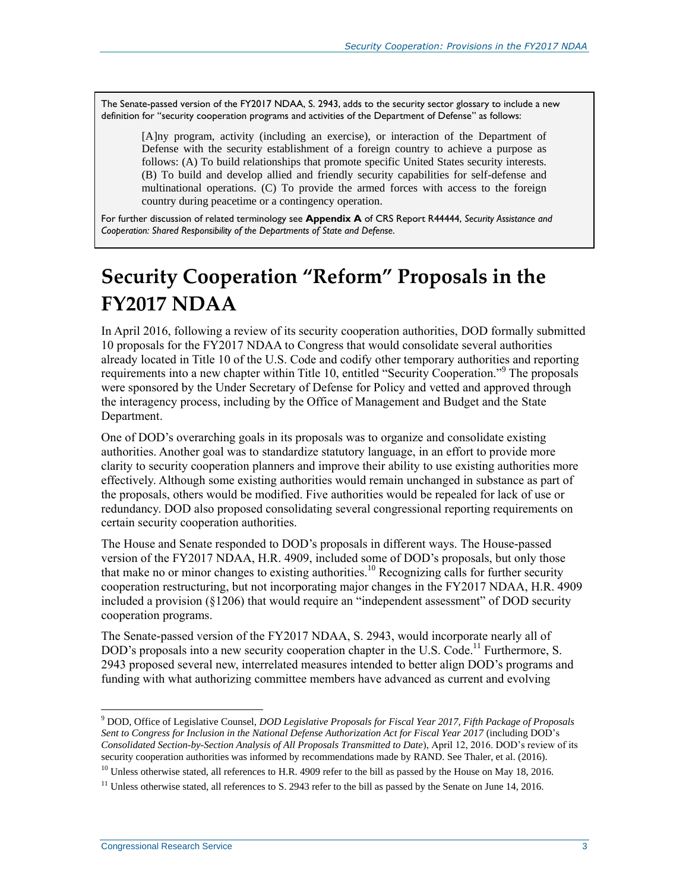The Senate-passed version of the FY2017 NDAA, S. 2943, adds to the security sector glossary to include a new definition for "security cooperation programs and activities of the Department of Defense" as follows:

> [A]ny program, activity (including an exercise), or interaction of the Department of Defense with the security establishment of a foreign country to achieve a purpose as follows: (A) To build relationships that promote specific United States security interests. (B) To build and develop allied and friendly security capabilities for self-defense and multinational operations. (C) To provide the armed forces with access to the foreign country during peacetime or a contingency operation.

For further discussion of related terminology see **Appendix A** of CRS Report R44444, *Security Assistance and Cooperation: Shared Responsibility of the Departments of State and Defense*.

# Security Cooperation "Reform" Proposals in the FY2017 NDAA

In April 2016, following a review of its security cooperation authorities, DOD formally submitted 10 proposals for the FY2017 NDAA to Congress that would consolidate several authorities already located in Title 10 of the U.S. Code and codify other temporary authorities and reporting requirements into a new chapter within Title 10, entitled "Security Cooperation."[9] The proposals were sponsored by the Under Secretary of Defense for Policy and vetted and approved through the interagency process, including by the Office of Management and Budget and the State Department.

One of DOD's overarching goals in its proposals was to organize and consolidate existing authorities. Another goal was to standardize statutory language, in an effort to provide more clarity to security cooperation planners and improve their ability to use existing authorities more effectively. Although some existing authorities would remain unchanged in substance as part of the proposals, others would be modified. Five authorities would be repealed for lack of use or redundancy. DOD also proposed consolidating several congressional reporting requirements on certain security cooperation authorities.

The House and Senate responded to DOD's proposals in different ways. The House-passed version of the FY2017 NDAA, H.R. 4909, included some of DOD's proposals, but only those that make no or minor changes to existing authorities.[10] Recognizing calls for further security cooperation restructuring, but not incorporating major changes in the FY2017 NDAA, H.R. 4909 included a provision (§1206) that would require an "independent assessment" of DOD security cooperation programs.

The Senate-passed version of the FY2017 NDAA, S. 2943, would incorporate nearly all of DOD's proposals into a new security cooperation chapter in the U.S. Code.[11] Furthermore, S. 2943 proposed several new, interrelated measures intended to better align DOD's programs and funding with what authorizing committee members have advanced as current and evolving

---

[9] DOD, Office of Legislative Counsel, *DOD Legislative Proposals for Fiscal Year 2017, Fifth Package of Proposals Sent to Congress for Inclusion in the National Defense Authorization Act for Fiscal Year 2017* (including DOD's *Consolidated Section-by-Section Analysis of All Proposals Transmitted to Date*), April 12, 2016. DOD's review of its security cooperation authorities was informed by recommendations made by RAND. See Thaler, et al. (2016).

[10] Unless otherwise stated, all references to H.R. 4909 refer to the bill as passed by the House on May 18, 2016.

[11] Unless otherwise stated, all references to S. 2943 refer to the bill as passed by the Senate on June 14, 2016.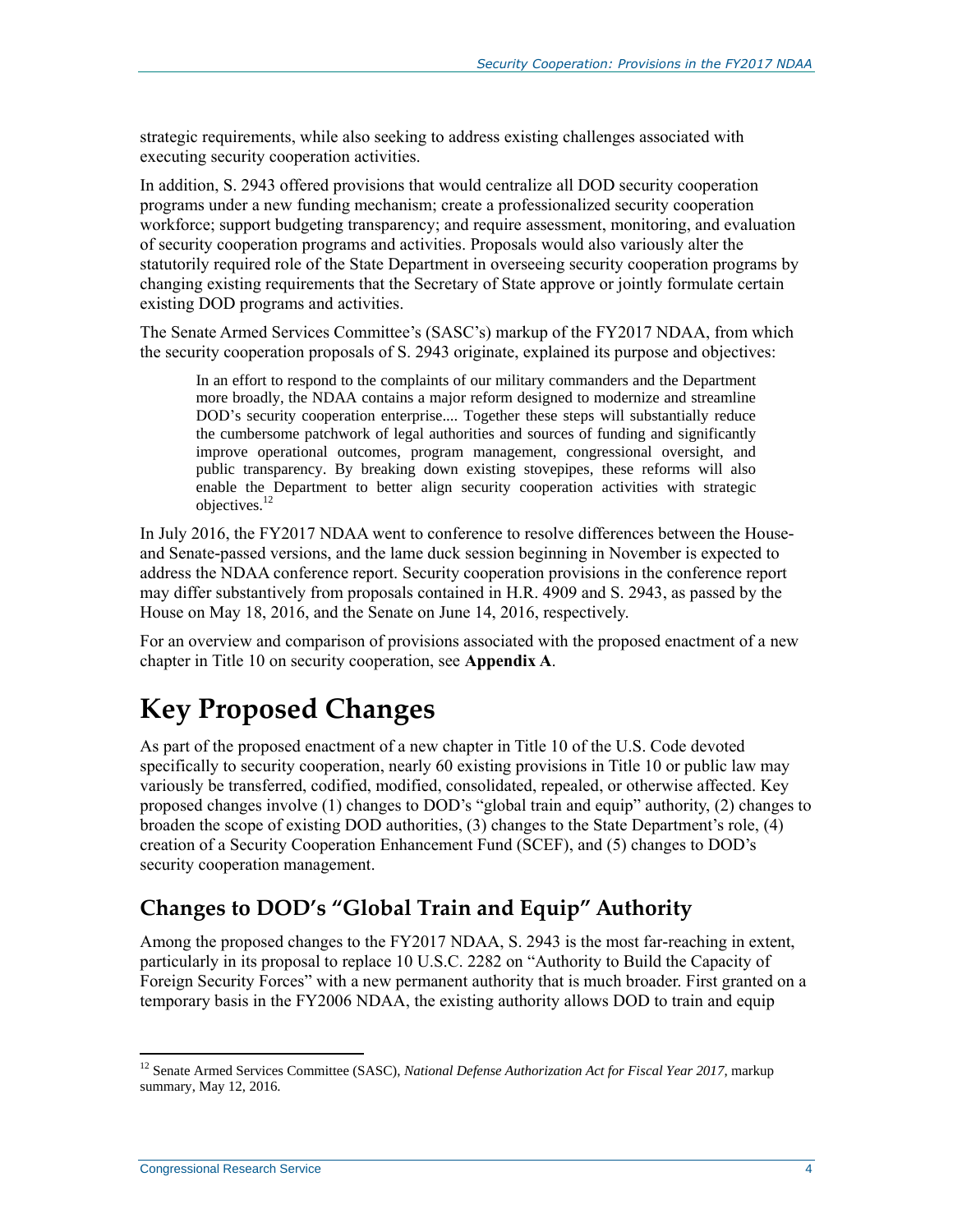strategic requirements, while also seeking to address existing challenges associated with executing security cooperation activities.

In addition, S. 2943 offered provisions that would centralize all DOD security cooperation programs under a new funding mechanism; create a professionalized security cooperation workforce; support budgeting transparency; and require assessment, monitoring, and evaluation of security cooperation programs and activities. Proposals would also variously alter the statutorily required role of the State Department in overseeing security cooperation programs by changing existing requirements that the Secretary of State approve or jointly formulate certain existing DOD programs and activities.

The Senate Armed Services Committee's (SASC's) markup of the FY2017 NDAA, from which the security cooperation proposals of S. 2943 originate, explained its purpose and objectives:

> In an effort to respond to the complaints of our military commanders and the Department more broadly, the NDAA contains a major reform designed to modernize and streamline DOD's security cooperation enterprise.... Together these steps will substantially reduce the cumbersome patchwork of legal authorities and sources of funding and significantly improve operational outcomes, program management, congressional oversight, and public transparency. By breaking down existing stovepipes, these reforms will also enable the Department to better align security cooperation activities with strategic objectives.[12]

In July 2016, the FY2017 NDAA went to conference to resolve differences between the House- and Senate-passed versions, and the lame duck session beginning in November is expected to address the NDAA conference report. Security cooperation provisions in the conference report may differ substantively from proposals contained in H.R. 4909 and S. 2943, as passed by the House on May 18, 2016, and the Senate on June 14, 2016, respectively.

For an overview and comparison of provisions associated with the proposed enactment of a new chapter in Title 10 on security cooperation, see **Appendix A**.

# Key Proposed Changes

As part of the proposed enactment of a new chapter in Title 10 of the U.S. Code devoted specifically to security cooperation, nearly 60 existing provisions in Title 10 or public law may variously be transferred, codified, modified, consolidated, repealed, or otherwise affected. Key proposed changes involve (1) changes to DOD's "global train and equip" authority, (2) changes to broaden the scope of existing DOD authorities, (3) changes to the State Department's role, (4) creation of a Security Cooperation Enhancement Fund (SCEF), and (5) changes to DOD's security cooperation management.

## Changes to DOD's "Global Train and Equip" Authority

Among the proposed changes to the FY2017 NDAA, S. 2943 is the most far-reaching in extent, particularly in its proposal to replace 10 U.S.C. 2282 on "Authority to Build the Capacity of Foreign Security Forces" with a new permanent authority that is much broader. First granted on a temporary basis in the FY2006 NDAA, the existing authority allows DOD to train and equip

---

[12] Senate Armed Services Committee (SASC), *National Defense Authorization Act for Fiscal Year 2017*, markup summary, May 12, 2016.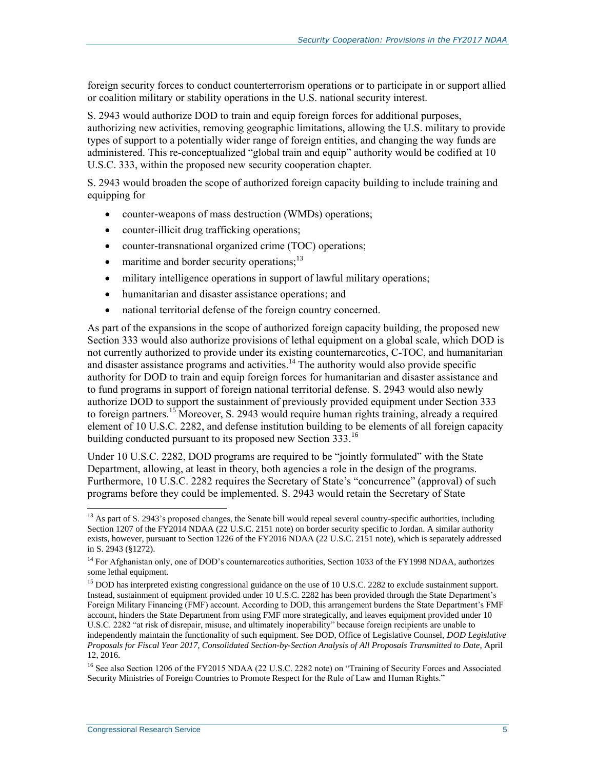foreign security forces to conduct counterterrorism operations or to participate in or support allied or coalition military or stability operations in the U.S. national security interest.

S. 2943 would authorize DOD to train and equip foreign forces for additional purposes, authorizing new activities, removing geographic limitations, allowing the U.S. military to provide types of support to a potentially wider range of foreign entities, and changing the way funds are administered. This re-conceptualized "global train and equip" authority would be codified at 10 U.S.C. 333, within the proposed new security cooperation chapter.

S. 2943 would broaden the scope of authorized foreign capacity building to include training and equipping for

- counter-weapons of mass destruction (WMDs) operations;
- counter-illicit drug trafficking operations;
- counter-transnational organized crime (TOC) operations;
- maritime and border security operations;[13]
- military intelligence operations in support of lawful military operations;
- humanitarian and disaster assistance operations; and
- national territorial defense of the foreign country concerned.

As part of the expansions in the scope of authorized foreign capacity building, the proposed new Section 333 would also authorize provisions of lethal equipment on a global scale, which DOD is not currently authorized to provide under its existing counternarcotics, C-TOC, and humanitarian and disaster assistance programs and activities.[14] The authority would also provide specific authority for DOD to train and equip foreign forces for humanitarian and disaster assistance and to fund programs in support of foreign national territorial defense. S. 2943 would also newly authorize DOD to support the sustainment of previously provided equipment under Section 333 to foreign partners.[15] Moreover, S. 2943 would require human rights training, already a required element of 10 U.S.C. 2282, and defense institution building to be elements of all foreign capacity building conducted pursuant to its proposed new Section 333.[16]

Under 10 U.S.C. 2282, DOD programs are required to be "jointly formulated" with the State Department, allowing, at least in theory, both agencies a role in the design of the programs. Furthermore, 10 U.S.C. 2282 requires the Secretary of State's "concurrence" (approval) of such programs before they could be implemented. S. 2943 would retain the Secretary of State

---

[13] As part of S. 2943's proposed changes, the Senate bill would repeal several country-specific authorities, including Section 1207 of the FY2014 NDAA (22 U.S.C. 2151 note) on border security specific to Jordan. A similar authority exists, however, pursuant to Section 1226 of the FY2016 NDAA (22 U.S.C. 2151 note), which is separately addressed in S. 2943 (§1272).

[14] For Afghanistan only, one of DOD's counternarcotics authorities, Section 1033 of the FY1998 NDAA, authorizes some lethal equipment.

[15] DOD has interpreted existing congressional guidance on the use of 10 U.S.C. 2282 to exclude sustainment support. Instead, sustainment of equipment provided under 10 U.S.C. 2282 has been provided through the State Department's Foreign Military Financing (FMF) account. According to DOD, this arrangement burdens the State Department's FMF account, hinders the State Department from using FMF more strategically, and leaves equipment provided under 10 U.S.C. 2282 "at risk of disrepair, misuse, and ultimately inoperability" because foreign recipients are unable to independently maintain the functionality of such equipment. See DOD, Office of Legislative Counsel, *DOD Legislative Proposals for Fiscal Year 2017, Consolidated Section-by-Section Analysis of All Proposals Transmitted to Date*, April 12, 2016.

[16] See also Section 1206 of the FY2015 NDAA (22 U.S.C. 2282 note) on "Training of Security Forces and Associated Security Ministries of Foreign Countries to Promote Respect for the Rule of Law and Human Rights."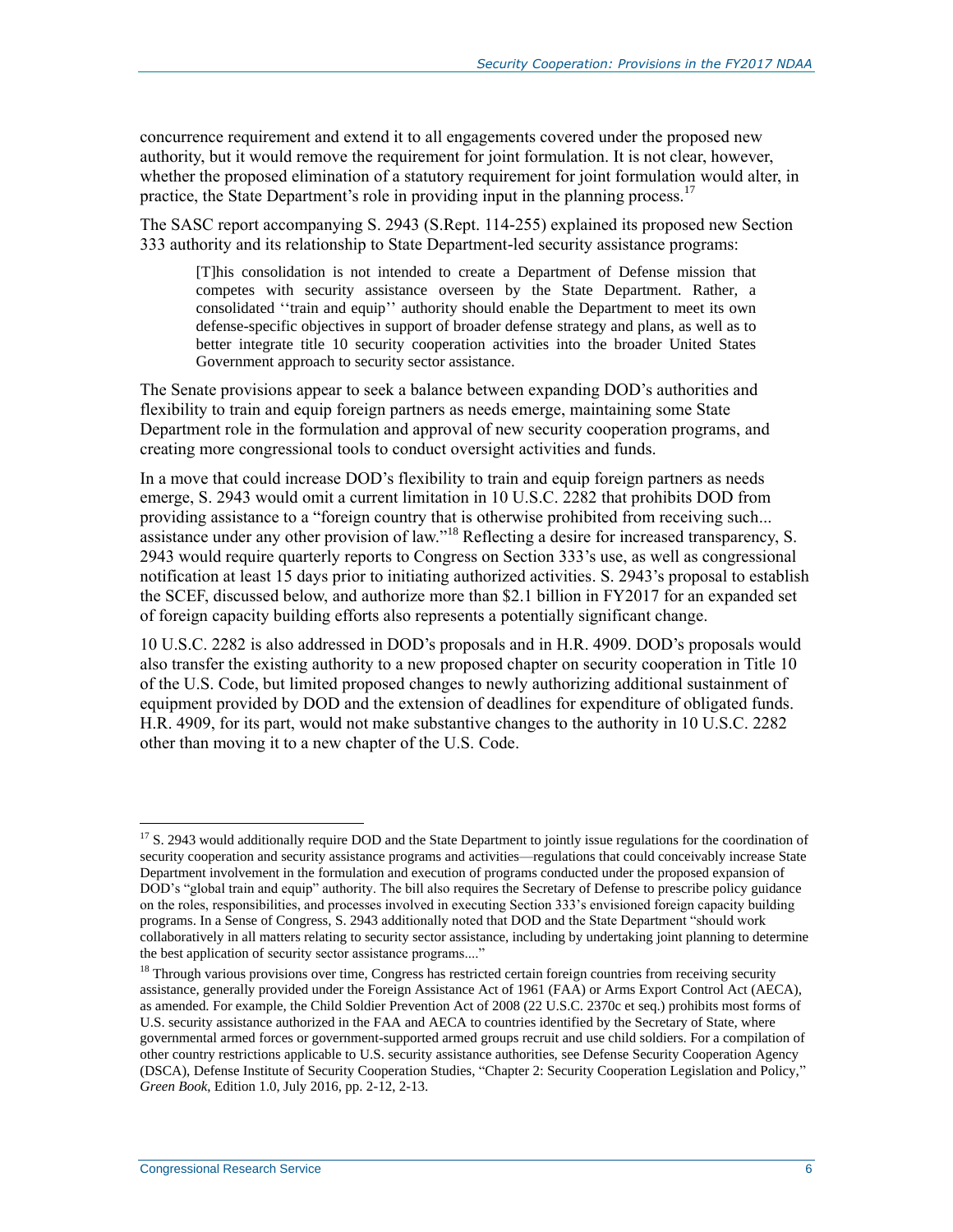concurrence requirement and extend it to all engagements covered under the proposed new authority, but it would remove the requirement for joint formulation. It is not clear, however, whether the proposed elimination of a statutory requirement for joint formulation would alter, in practice, the State Department's role in providing input in the planning process.[17]

The SASC report accompanying S. 2943 (S.Rept. 114-255) explained its proposed new Section 333 authority and its relationship to State Department-led security assistance programs:

> [T]his consolidation is not intended to create a Department of Defense mission that competes with security assistance overseen by the State Department. Rather, a consolidated ''train and equip'' authority should enable the Department to meet its own defense-specific objectives in support of broader defense strategy and plans, as well as to better integrate title 10 security cooperation activities into the broader United States Government approach to security sector assistance.

The Senate provisions appear to seek a balance between expanding DOD's authorities and flexibility to train and equip foreign partners as needs emerge, maintaining some State Department role in the formulation and approval of new security cooperation programs, and creating more congressional tools to conduct oversight activities and funds.

In a move that could increase DOD's flexibility to train and equip foreign partners as needs emerge, S. 2943 would omit a current limitation in 10 U.S.C. 2282 that prohibits DOD from providing assistance to a "foreign country that is otherwise prohibited from receiving such... assistance under any other provision of law."[18] Reflecting a desire for increased transparency, S. 2943 would require quarterly reports to Congress on Section 333's use, as well as congressional notification at least 15 days prior to initiating authorized activities. S. 2943's proposal to establish the SCEF, discussed below, and authorize more than $2.1 billion in FY2017 for an expanded set of foreign capacity building efforts also represents a potentially significant change.

10 U.S.C. 2282 is also addressed in DOD's proposals and in H.R. 4909. DOD's proposals would also transfer the existing authority to a new proposed chapter on security cooperation in Title 10 of the U.S. Code, but limited proposed changes to newly authorizing additional sustainment of equipment provided by DOD and the extension of deadlines for expenditure of obligated funds. H.R. 4909, for its part, would not make substantive changes to the authority in 10 U.S.C. 2282 other than moving it to a new chapter of the U.S. Code.

---

[17] S. 2943 would additionally require DOD and the State Department to jointly issue regulations for the coordination of security cooperation and security assistance programs and activities—regulations that could conceivably increase State Department involvement in the formulation and execution of programs conducted under the proposed expansion of DOD's "global train and equip" authority. The bill also requires the Secretary of Defense to prescribe policy guidance on the roles, responsibilities, and processes involved in executing Section 333's envisioned foreign capacity building programs. In a Sense of Congress, S. 2943 additionally noted that DOD and the State Department "should work collaboratively in all matters relating to security sector assistance, including by undertaking joint planning to determine the best application of security sector assistance programs...."

[18] Through various provisions over time, Congress has restricted certain foreign countries from receiving security assistance, generally provided under the Foreign Assistance Act of 1961 (FAA) or Arms Export Control Act (AECA), as amended. For example, the Child Soldier Prevention Act of 2008 (22 U.S.C. 2370c et seq.) prohibits most forms of U.S. security assistance authorized in the FAA and AECA to countries identified by the Secretary of State, where governmental armed forces or government-supported armed groups recruit and use child soldiers. For a compilation of other country restrictions applicable to U.S. security assistance authorities, see Defense Security Cooperation Agency (DSCA), Defense Institute of Security Cooperation Studies, "Chapter 2: Security Cooperation Legislation and Policy," *Green Book*, Edition 1.0, July 2016, pp. 2-12, 2-13.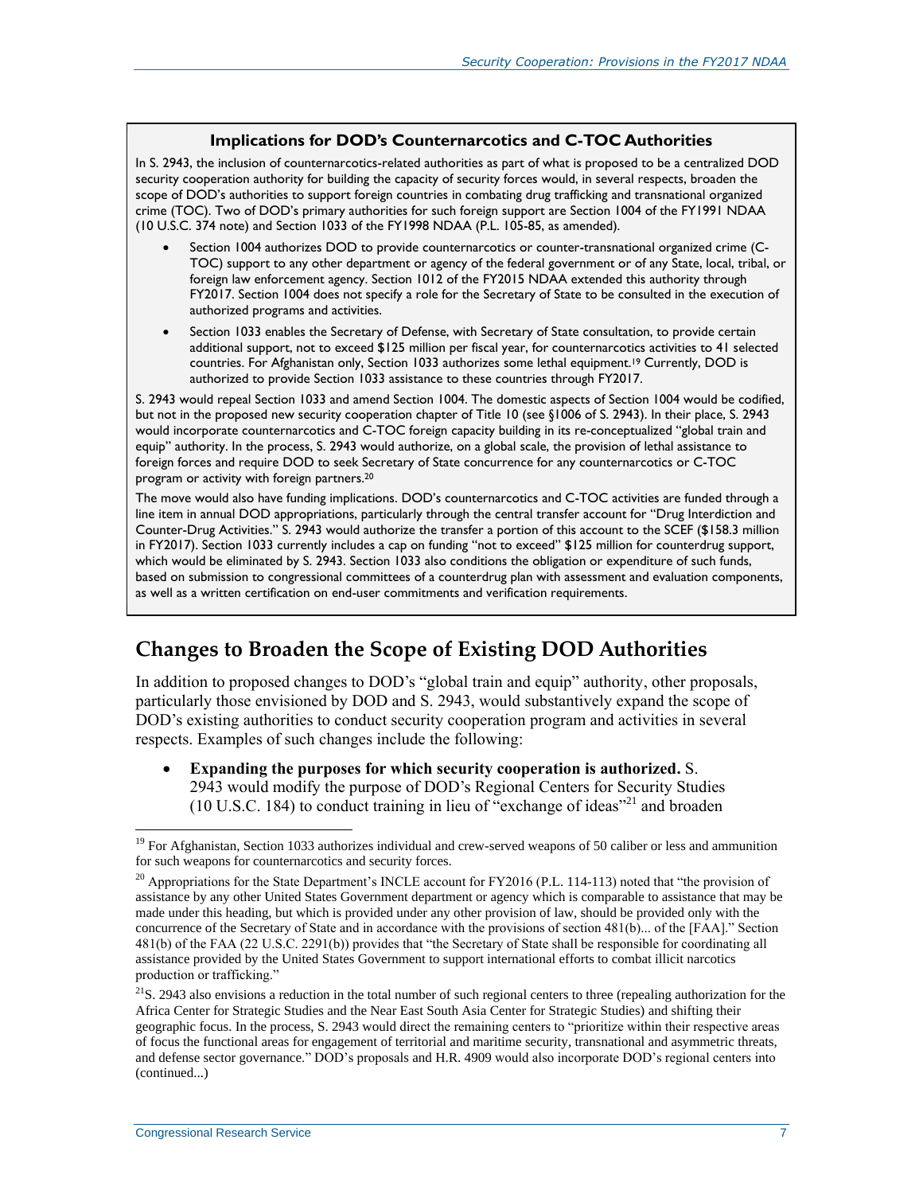**Implications for DOD's Counternarcotics and C-TOC Authorities**

In S. 2943, the inclusion of counternarcotics-related authorities as part of what is proposed to be a centralized DOD security cooperation authority for building the capacity of security forces would, in several respects, broaden the scope of DOD's authorities to support foreign countries in combating drug trafficking and transnational organized crime (TOC). Two of DOD's primary authorities for such foreign support are Section 1004 of the FY1991 NDAA (10 U.S.C. 374 note) and Section 1033 of the FY1998 NDAA (P.L. 105-85, as amended).

- Section 1004 authorizes DOD to provide counternarcotics or counter-transnational organized crime (C-TOC) support to any other department or agency of the federal government or of any State, local, tribal, or foreign law enforcement agency. Section 1012 of the FY2015 NDAA extended this authority through FY2017. Section 1004 does not specify a role for the Secretary of State to be consulted in the execution of authorized programs and activities.
- Section 1033 enables the Secretary of Defense, with Secretary of State consultation, to provide certain additional support, not to exceed $125 million per fiscal year, for counternarcotics activities to 41 selected countries. For Afghanistan only, Section 1033 authorizes some lethal equipment.[19] Currently, DOD is authorized to provide Section 1033 assistance to these countries through FY2017.

S. 2943 would repeal Section 1033 and amend Section 1004. The domestic aspects of Section 1004 would be codified, but not in the proposed new security cooperation chapter of Title 10 (see §1006 of S. 2943). In their place, S. 2943 would incorporate counternarcotics and C-TOC foreign capacity building in its re-conceptualized "global train and equip" authority. In the process, S. 2943 would authorize, on a global scale, the provision of lethal assistance to foreign forces and require DOD to seek Secretary of State concurrence for any counternarcotics or C-TOC program or activity with foreign partners.[20]

The move would also have funding implications. DOD's counternarcotics and C-TOC activities are funded through a line item in annual DOD appropriations, particularly through the central transfer account for "Drug Interdiction and Counter-Drug Activities." S. 2943 would authorize the transfer a portion of this account to the SCEF ($158.3 million in FY2017). Section 1033 currently includes a cap on funding "not to exceed" $125 million for counterdrug support, which would be eliminated by S. 2943. Section 1033 also conditions the obligation or expenditure of such funds, based on submission to congressional committees of a counterdrug plan with assessment and evaluation components, as well as a written certification on end-user commitments and verification requirements.

## Changes to Broaden the Scope of Existing DOD Authorities

In addition to proposed changes to DOD's "global train and equip" authority, other proposals, particularly those envisioned by DOD and S. 2943, would substantively expand the scope of DOD's existing authorities to conduct security cooperation program and activities in several respects. Examples of such changes include the following:

- **Expanding the purposes for which security cooperation is authorized.** S. 2943 would modify the purpose of DOD's Regional Centers for Security Studies (10 U.S.C. 184) to conduct training in lieu of "exchange of ideas"[21] and broaden

---

[19] For Afghanistan, Section 1033 authorizes individual and crew-served weapons of 50 caliber or less and ammunition for such weapons for counternarcotics and security forces.

[20] Appropriations for the State Department's INCLE account for FY2016 (P.L. 114-113) noted that "the provision of assistance by any other United States Government department or agency which is comparable to assistance that may be made under this heading, but which is provided under any other provision of law, should be provided only with the concurrence of the Secretary of State and in accordance with the provisions of section 481(b)... of the [FAA]." Section 481(b) of the FAA (22 U.S.C. 2291(b)) provides that "the Secretary of State shall be responsible for coordinating all assistance provided by the United States Government to support international efforts to combat illicit narcotics production or trafficking."

[21] S. 2943 also envisions a reduction in the total number of such regional centers to three (repealing authorization for the Africa Center for Strategic Studies and the Near East South Asia Center for Strategic Studies) and shifting their geographic focus. In the process, S. 2943 would direct the remaining centers to "prioritize within their respective areas of focus the functional areas for engagement of territorial and maritime security, transnational and asymmetric threats, and defense sector governance." DOD's proposals and H.R. 4909 would also incorporate DOD's regional centers into (continued...)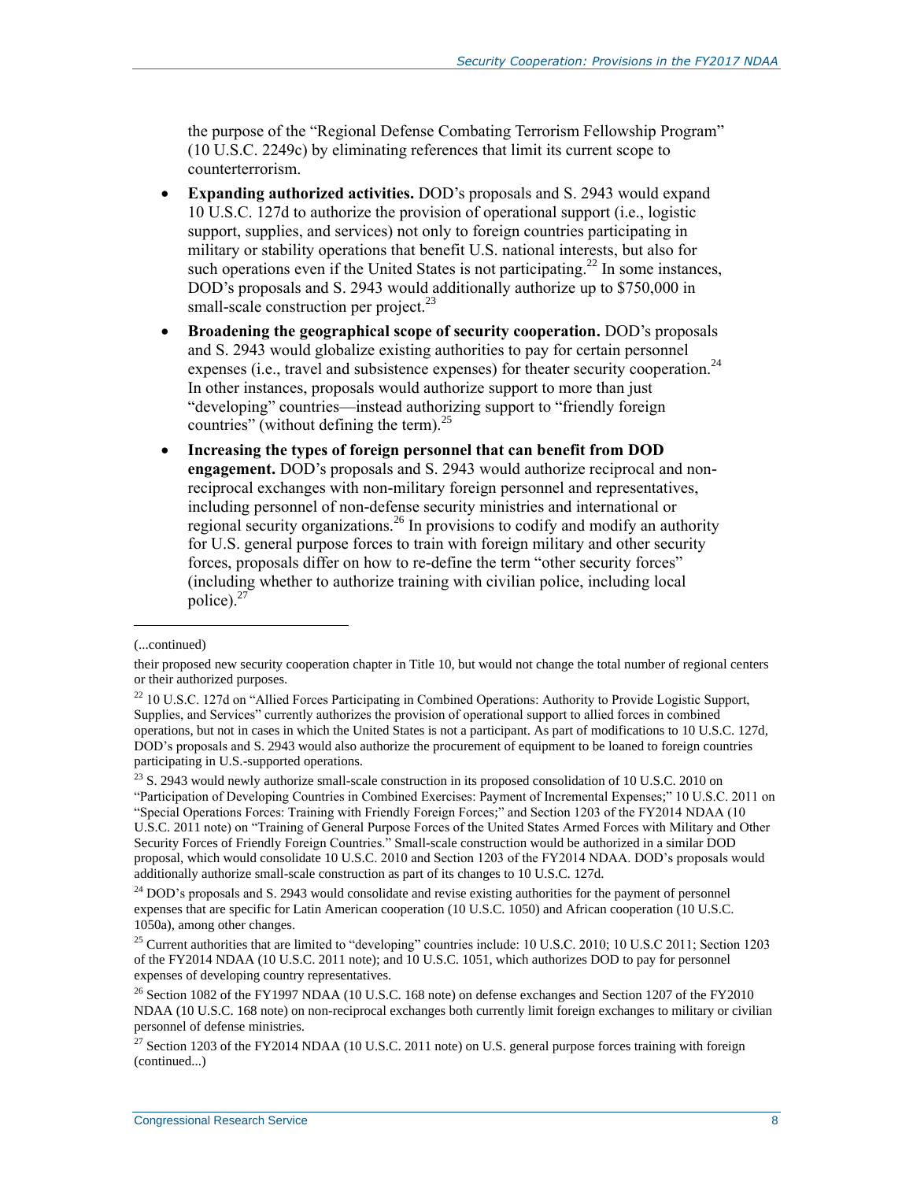the purpose of the "Regional Defense Combating Terrorism Fellowship Program" (10 U.S.C. 2249c) by eliminating references that limit its current scope to counterterrorism.

- **Expanding authorized activities.** DOD's proposals and S. 2943 would expand 10 U.S.C. 127d to authorize the provision of operational support (i.e., logistic support, supplies, and services) not only to foreign countries participating in military or stability operations that benefit U.S. national interests, but also for such operations even if the United States is not participating.[22] In some instances, DOD's proposals and S. 2943 would additionally authorize up to $750,000 in small-scale construction per project.[23]
- **Broadening the geographical scope of security cooperation.** DOD's proposals and S. 2943 would globalize existing authorities to pay for certain personnel expenses (i.e., travel and subsistence expenses) for theater security cooperation.[24] In other instances, proposals would authorize support to more than just "developing" countries—instead authorizing support to "friendly foreign countries" (without defining the term).[25]
- **Increasing the types of foreign personnel that can benefit from DOD engagement.** DOD's proposals and S. 2943 would authorize reciprocal and non-reciprocal exchanges with non-military foreign personnel and representatives, including personnel of non-defense security ministries and international or regional security organizations.[26] In provisions to codify and modify an authority for U.S. general purpose forces to train with foreign military and other security forces, proposals differ on how to re-define the term "other security forces" (including whether to authorize training with civilian police, including local police).[27]

---

(...continued)

their proposed new security cooperation chapter in Title 10, but would not change the total number of regional centers or their authorized purposes.

[22] 10 U.S.C. 127d on "Allied Forces Participating in Combined Operations: Authority to Provide Logistic Support, Supplies, and Services" currently authorizes the provision of operational support to allied forces in combined operations, but not in cases in which the United States is not a participant. As part of modifications to 10 U.S.C. 127d, DOD's proposals and S. 2943 would also authorize the procurement of equipment to be loaned to foreign countries participating in U.S.-supported operations.

[23] S. 2943 would newly authorize small-scale construction in its proposed consolidation of 10 U.S.C. 2010 on "Participation of Developing Countries in Combined Exercises: Payment of Incremental Expenses;" 10 U.S.C. 2011 on "Special Operations Forces: Training with Friendly Foreign Forces;" and Section 1203 of the FY2014 NDAA (10 U.S.C. 2011 note) on "Training of General Purpose Forces of the United States Armed Forces with Military and Other Security Forces of Friendly Foreign Countries." Small-scale construction would be authorized in a similar DOD proposal, which would consolidate 10 U.S.C. 2010 and Section 1203 of the FY2014 NDAA. DOD's proposals would additionally authorize small-scale construction as part of its changes to 10 U.S.C. 127d.

[24] DOD's proposals and S. 2943 would consolidate and revise existing authorities for the payment of personnel expenses that are specific for Latin American cooperation (10 U.S.C. 1050) and African cooperation (10 U.S.C. 1050a), among other changes.

[25] Current authorities that are limited to "developing" countries include: 10 U.S.C. 2010; 10 U.S.C 2011; Section 1203 of the FY2014 NDAA (10 U.S.C. 2011 note); and 10 U.S.C. 1051, which authorizes DOD to pay for personnel expenses of developing country representatives.

[26] Section 1082 of the FY1997 NDAA (10 U.S.C. 168 note) on defense exchanges and Section 1207 of the FY2010 NDAA (10 U.S.C. 168 note) on non-reciprocal exchanges both currently limit foreign exchanges to military or civilian personnel of defense ministries.

[27] Section 1203 of the FY2014 NDAA (10 U.S.C. 2011 note) on U.S. general purpose forces training with foreign (continued...)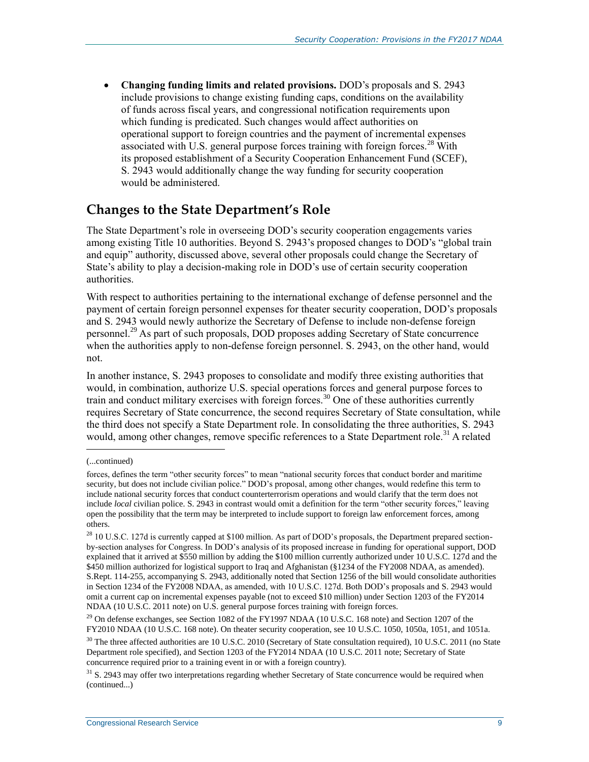- **Changing funding limits and related provisions.** DOD's proposals and S. 2943 include provisions to change existing funding caps, conditions on the availability of funds across fiscal years, and congressional notification requirements upon which funding is predicated. Such changes would affect authorities on operational support to foreign countries and the payment of incremental expenses associated with U.S. general purpose forces training with foreign forces.[28] With its proposed establishment of a Security Cooperation Enhancement Fund (SCEF), S. 2943 would additionally change the way funding for security cooperation would be administered.

## Changes to the State Department's Role

The State Department's role in overseeing DOD's security cooperation engagements varies among existing Title 10 authorities. Beyond S. 2943's proposed changes to DOD's "global train and equip" authority, discussed above, several other proposals could change the Secretary of State's ability to play a decision-making role in DOD's use of certain security cooperation authorities.

With respect to authorities pertaining to the international exchange of defense personnel and the payment of certain foreign personnel expenses for theater security cooperation, DOD's proposals and S. 2943 would newly authorize the Secretary of Defense to include non-defense foreign personnel.[29] As part of such proposals, DOD proposes adding Secretary of State concurrence when the authorities apply to non-defense foreign personnel. S. 2943, on the other hand, would not.

In another instance, S. 2943 proposes to consolidate and modify three existing authorities that would, in combination, authorize U.S. special operations forces and general purpose forces to train and conduct military exercises with foreign forces.[30] One of these authorities currently requires Secretary of State concurrence, the second requires Secretary of State consultation, while the third does not specify a State Department role. In consolidating the three authorities, S. 2943 would, among other changes, remove specific references to a State Department role.[31] A related

---

(...continued)

forces, defines the term "other security forces" to mean "national security forces that conduct border and maritime security, but does not include civilian police." DOD's proposal, among other changes, would redefine this term to include national security forces that conduct counterterrorism operations and would clarify that the term does not include *local* civilian police. S. 2943 in contrast would omit a definition for the term "other security forces," leaving open the possibility that the term may be interpreted to include support to foreign law enforcement forces, among others.

[28] 10 U.S.C. 127d is currently capped at $100 million. As part of DOD's proposals, the Department prepared section-by-section analyses for Congress. In DOD's analysis of its proposed increase in funding for operational support, DOD explained that it arrived at $550 million by adding the $100 million currently authorized under 10 U.S.C. 127d and the $450 million authorized for logistical support to Iraq and Afghanistan (§1234 of the FY2008 NDAA, as amended). S.Rept. 114-255, accompanying S. 2943, additionally noted that Section 1256 of the bill would consolidate authorities in Section 1234 of the FY2008 NDAA, as amended, with 10 U.S.C. 127d. Both DOD's proposals and S. 2943 would omit a current cap on incremental expenses payable (not to exceed $10 million) under Section 1203 of the FY2014 NDAA (10 U.S.C. 2011 note) on U.S. general purpose forces training with foreign forces.

[29] On defense exchanges, see Section 1082 of the FY1997 NDAA (10 U.S.C. 168 note) and Section 1207 of the FY2010 NDAA (10 U.S.C. 168 note). On theater security cooperation, see 10 U.S.C. 1050, 1050a, 1051, and 1051a.

[30] The three affected authorities are 10 U.S.C. 2010 (Secretary of State consultation required), 10 U.S.C. 2011 (no State Department role specified), and Section 1203 of the FY2014 NDAA (10 U.S.C. 2011 note; Secretary of State concurrence required prior to a training event in or with a foreign country).

[31] S. 2943 may offer two interpretations regarding whether Secretary of State concurrence would be required when (continued...)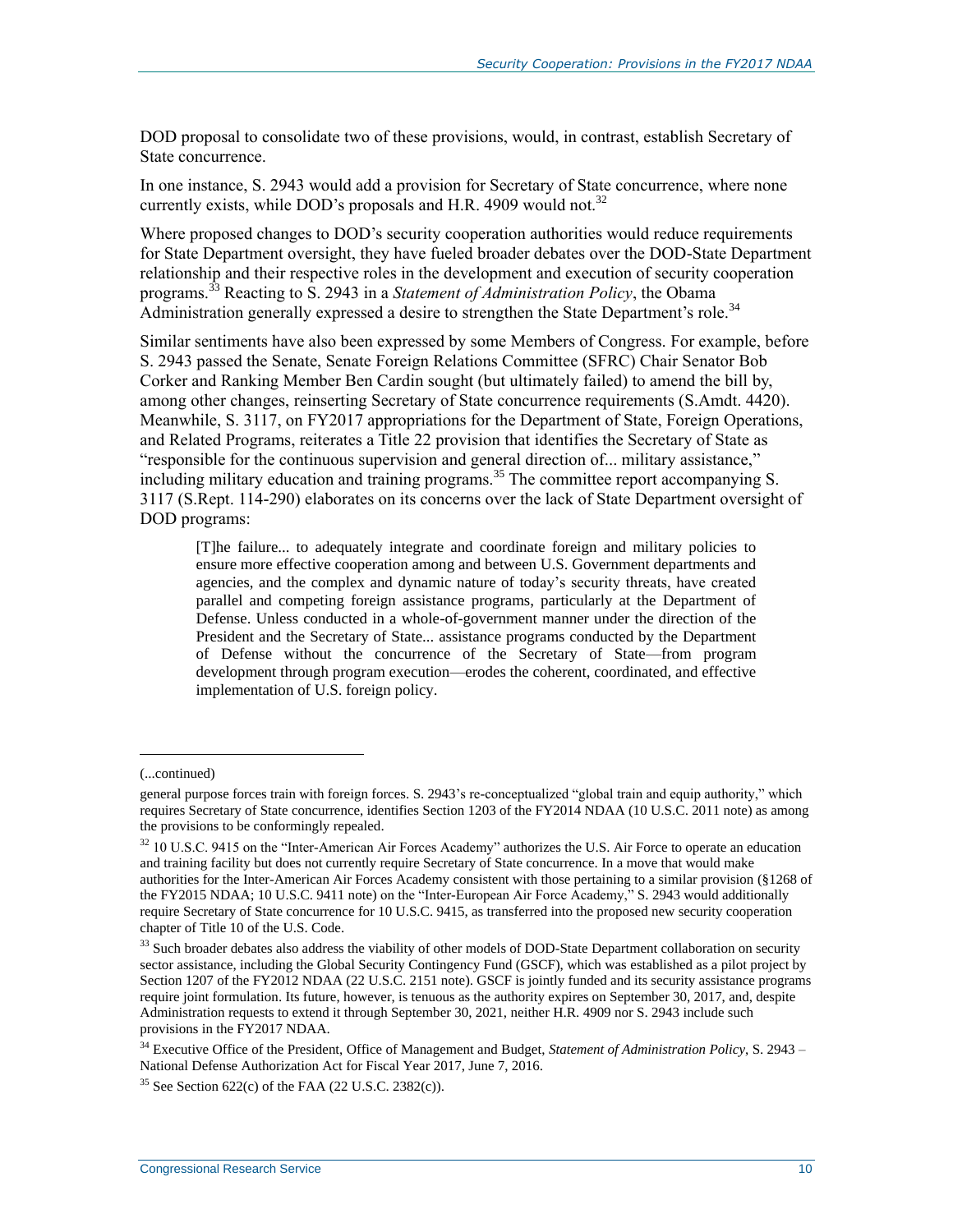DOD proposal to consolidate two of these provisions, would, in contrast, establish Secretary of State concurrence.

In one instance, S. 2943 would add a provision for Secretary of State concurrence, where none currently exists, while DOD's proposals and H.R. 4909 would not.[32]

Where proposed changes to DOD's security cooperation authorities would reduce requirements for State Department oversight, they have fueled broader debates over the DOD-State Department relationship and their respective roles in the development and execution of security cooperation programs.[33] Reacting to S. 2943 in a *Statement of Administration Policy*, the Obama Administration generally expressed a desire to strengthen the State Department's role.[34]

Similar sentiments have also been expressed by some Members of Congress. For example, before S. 2943 passed the Senate, Senate Foreign Relations Committee (SFRC) Chair Senator Bob Corker and Ranking Member Ben Cardin sought (but ultimately failed) to amend the bill by, among other changes, reinserting Secretary of State concurrence requirements (S.Amdt. 4420). Meanwhile, S. 3117, on FY2017 appropriations for the Department of State, Foreign Operations, and Related Programs, reiterates a Title 22 provision that identifies the Secretary of State as "responsible for the continuous supervision and general direction of... military assistance," including military education and training programs.[35] The committee report accompanying S. 3117 (S.Rept. 114-290) elaborates on its concerns over the lack of State Department oversight of DOD programs:

> [T]he failure... to adequately integrate and coordinate foreign and military policies to ensure more effective cooperation among and between U.S. Government departments and agencies, and the complex and dynamic nature of today's security threats, have created parallel and competing foreign assistance programs, particularly at the Department of Defense. Unless conducted in a whole-of-government manner under the direction of the President and the Secretary of State... assistance programs conducted by the Department of Defense without the concurrence of the Secretary of State—from program development through program execution—erodes the coherent, coordinated, and effective implementation of U.S. foreign policy.

---

(...continued)

general purpose forces train with foreign forces. S. 2943's re-conceptualized "global train and equip authority," which requires Secretary of State concurrence, identifies Section 1203 of the FY2014 NDAA (10 U.S.C. 2011 note) as among the provisions to be conformingly repealed.

[32] 10 U.S.C. 9415 on the "Inter-American Air Forces Academy" authorizes the U.S. Air Force to operate an education and training facility but does not currently require Secretary of State concurrence. In a move that would make authorities for the Inter-American Air Forces Academy consistent with those pertaining to a similar provision (§1268 of the FY2015 NDAA; 10 U.S.C. 9411 note) on the "Inter-European Air Force Academy," S. 2943 would additionally require Secretary of State concurrence for 10 U.S.C. 9415, as transferred into the proposed new security cooperation chapter of Title 10 of the U.S. Code.

[33] Such broader debates also address the viability of other models of DOD-State Department collaboration on security sector assistance, including the Global Security Contingency Fund (GSCF), which was established as a pilot project by Section 1207 of the FY2012 NDAA (22 U.S.C. 2151 note). GSCF is jointly funded and its security assistance programs require joint formulation. Its future, however, is tenuous as the authority expires on September 30, 2017, and, despite Administration requests to extend it through September 30, 2021, neither H.R. 4909 nor S. 2943 include such provisions in the FY2017 NDAA.

[34] Executive Office of the President, Office of Management and Budget, *Statement of Administration Policy*, S. 2943 – National Defense Authorization Act for Fiscal Year 2017, June 7, 2016.

[35] See Section 622(c) of the FAA (22 U.S.C. 2382(c)).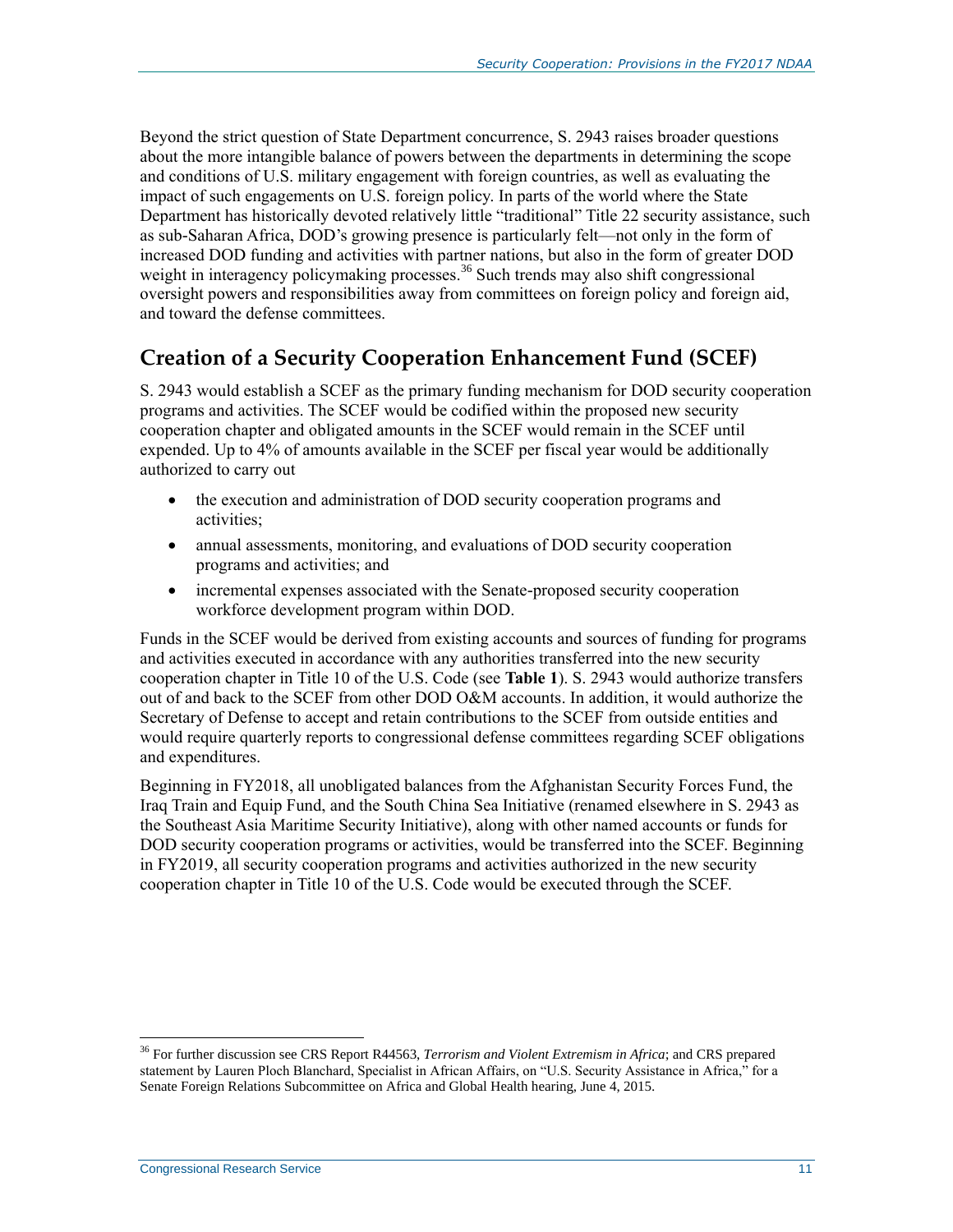Beyond the strict question of State Department concurrence, S. 2943 raises broader questions about the more intangible balance of powers between the departments in determining the scope and conditions of U.S. military engagement with foreign countries, as well as evaluating the impact of such engagements on U.S. foreign policy. In parts of the world where the State Department has historically devoted relatively little "traditional" Title 22 security assistance, such as sub-Saharan Africa, DOD's growing presence is particularly felt—not only in the form of increased DOD funding and activities with partner nations, but also in the form of greater DOD weight in interagency policymaking processes.[36] Such trends may also shift congressional oversight powers and responsibilities away from committees on foreign policy and foreign aid, and toward the defense committees.

## Creation of a Security Cooperation Enhancement Fund (SCEF)

S. 2943 would establish a SCEF as the primary funding mechanism for DOD security cooperation programs and activities. The SCEF would be codified within the proposed new security cooperation chapter and obligated amounts in the SCEF would remain in the SCEF until expended. Up to 4% of amounts available in the SCEF per fiscal year would be additionally authorized to carry out

- the execution and administration of DOD security cooperation programs and activities;
- annual assessments, monitoring, and evaluations of DOD security cooperation programs and activities; and
- incremental expenses associated with the Senate-proposed security cooperation workforce development program within DOD.

Funds in the SCEF would be derived from existing accounts and sources of funding for programs and activities executed in accordance with any authorities transferred into the new security cooperation chapter in Title 10 of the U.S. Code (see **Table 1**). S. 2943 would authorize transfers out of and back to the SCEF from other DOD O&M accounts. In addition, it would authorize the Secretary of Defense to accept and retain contributions to the SCEF from outside entities and would require quarterly reports to congressional defense committees regarding SCEF obligations and expenditures.

Beginning in FY2018, all unobligated balances from the Afghanistan Security Forces Fund, the Iraq Train and Equip Fund, and the South China Sea Initiative (renamed elsewhere in S. 2943 as the Southeast Asia Maritime Security Initiative), along with other named accounts or funds for DOD security cooperation programs or activities, would be transferred into the SCEF. Beginning in FY2019, all security cooperation programs and activities authorized in the new security cooperation chapter in Title 10 of the U.S. Code would be executed through the SCEF.

[36] For further discussion see CRS Report R44563, *Terrorism and Violent Extremism in Africa*; and CRS prepared statement by Lauren Ploch Blanchard, Specialist in African Affairs, on "U.S. Security Assistance in Africa," for a Senate Foreign Relations Subcommittee on Africa and Global Health hearing, June 4, 2015.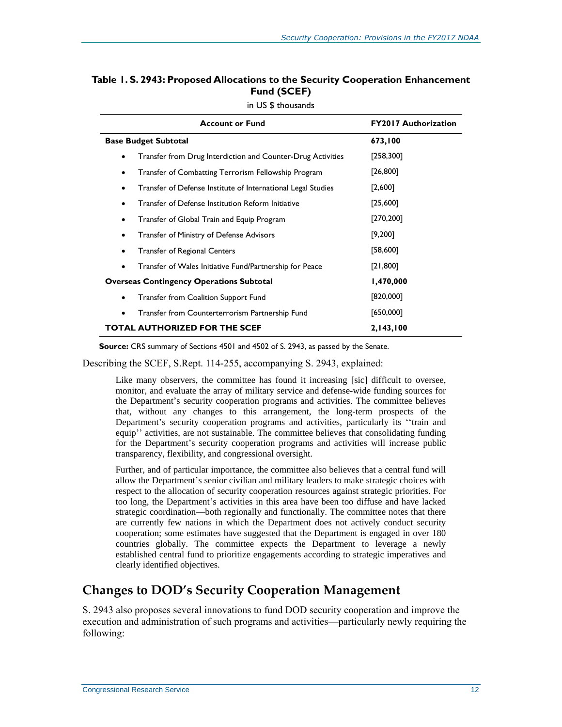**Table 1. S. 2943: Proposed Allocations to the Security Cooperation Enhancement Fund (SCEF)**

in US $ thousands

| Account or Fund | FY2017 Authorization |
| --- | --- |
| **Base Budget Subtotal** | **673,100** |
| • Transfer from Drug Interdiction and Counter-Drug Activities | [258,300] |
| • Transfer of Combatting Terrorism Fellowship Program | [26,800] |
| • Transfer of Defense Institute of International Legal Studies | [2,600] |
| • Transfer of Defense Institution Reform Initiative | [25,600] |
| • Transfer of Global Train and Equip Program | [270,200] |
| • Transfer of Ministry of Defense Advisors | [9,200] |
| • Transfer of Regional Centers | [58,600] |
| • Transfer of Wales Initiative Fund/Partnership for Peace | [21,800] |
| **Overseas Contingency Operations Subtotal** | **1,470,000** |
| • Transfer from Coalition Support Fund | [820,000] |
| • Transfer from Counterterrorism Partnership Fund | [650,000] |
| **TOTAL AUTHORIZED FOR THE SCEF** | **2,143,100** |

**Source:** CRS summary of Sections 4501 and 4502 of S. 2943, as passed by the Senate.

Describing the SCEF, S.Rept. 114-255, accompanying S. 2943, explained:

> Like many observers, the committee has found it increasing [sic] difficult to oversee, monitor, and evaluate the array of military service and defense-wide funding sources for the Department's security cooperation programs and activities. The committee believes that, without any changes to this arrangement, the long-term prospects of the Department's security cooperation programs and activities, particularly its ''train and equip'' activities, are not sustainable. The committee believes that consolidating funding for the Department's security cooperation programs and activities will increase public transparency, flexibility, and congressional oversight.
>
> Further, and of particular importance, the committee also believes that a central fund will allow the Department's senior civilian and military leaders to make strategic choices with respect to the allocation of security cooperation resources against strategic priorities. For too long, the Department's activities in this area have been too diffuse and have lacked strategic coordination—both regionally and functionally. The committee notes that there are currently few nations in which the Department does not actively conduct security cooperation; some estimates have suggested that the Department is engaged in over 180 countries globally. The committee expects the Department to leverage a newly established central fund to prioritize engagements according to strategic imperatives and clearly identified objectives.

## Changes to DOD's Security Cooperation Management

S. 2943 also proposes several innovations to fund DOD security cooperation and improve the execution and administration of such programs and activities—particularly newly requiring the following: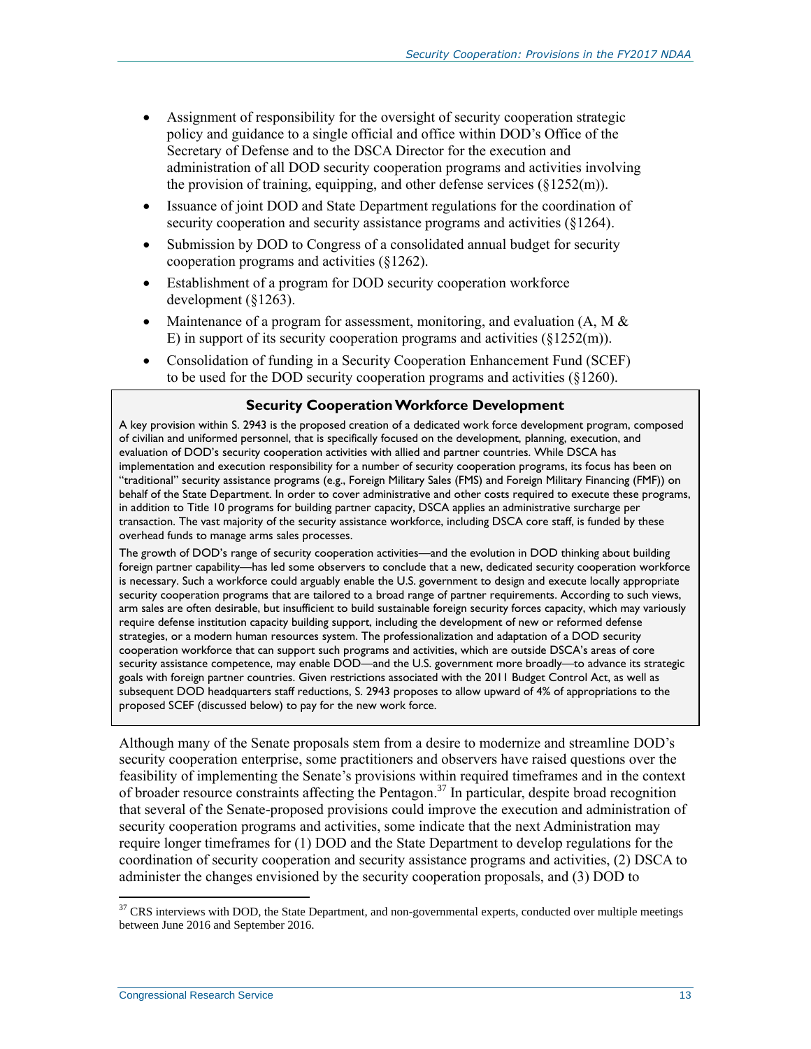- Assignment of responsibility for the oversight of security cooperation strategic policy and guidance to a single official and office within DOD's Office of the Secretary of Defense and to the DSCA Director for the execution and administration of all DOD security cooperation programs and activities involving the provision of training, equipping, and other defense services (§1252(m)).
- Issuance of joint DOD and State Department regulations for the coordination of security cooperation and security assistance programs and activities (§1264).
- Submission by DOD to Congress of a consolidated annual budget for security cooperation programs and activities (§1262).
- Establishment of a program for DOD security cooperation workforce development (§1263).
- Maintenance of a program for assessment, monitoring, and evaluation (A, M & E) in support of its security cooperation programs and activities (§1252(m)).
- Consolidation of funding in a Security Cooperation Enhancement Fund (SCEF) to be used for the DOD security cooperation programs and activities (§1260).

**Security Cooperation Workforce Development**

A key provision within S. 2943 is the proposed creation of a dedicated work force development program, composed of civilian and uniformed personnel, that is specifically focused on the development, planning, execution, and evaluation of DOD's security cooperation activities with allied and partner countries. While DSCA has implementation and execution responsibility for a number of security cooperation programs, its focus has been on "traditional" security assistance programs (e.g., Foreign Military Sales (FMS) and Foreign Military Financing (FMF)) on behalf of the State Department. In order to cover administrative and other costs required to execute these programs, in addition to Title 10 programs for building partner capacity, DSCA applies an administrative surcharge per transaction. The vast majority of the security assistance workforce, including DSCA core staff, is funded by these overhead funds to manage arms sales processes.

The growth of DOD's range of security cooperation activities—and the evolution in DOD thinking about building foreign partner capability—has led some observers to conclude that a new, dedicated security cooperation workforce is necessary. Such a workforce could arguably enable the U.S. government to design and execute locally appropriate security cooperation programs that are tailored to a broad range of partner requirements. According to such views, arm sales are often desirable, but insufficient to build sustainable foreign security forces capacity, which may variously require defense institution capacity building support, including the development of new or reformed defense strategies, or a modern human resources system. The professionalization and adaptation of a DOD security cooperation workforce that can support such programs and activities, which are outside DSCA's areas of core security assistance competence, may enable DOD—and the U.S. government more broadly—to advance its strategic goals with foreign partner countries. Given restrictions associated with the 2011 Budget Control Act, as well as subsequent DOD headquarters staff reductions, S. 2943 proposes to allow upward of 4% of appropriations to the proposed SCEF (discussed below) to pay for the new work force.

Although many of the Senate proposals stem from a desire to modernize and streamline DOD's security cooperation enterprise, some practitioners and observers have raised questions over the feasibility of implementing the Senate's provisions within required timeframes and in the context of broader resource constraints affecting the Pentagon.[37] In particular, despite broad recognition that several of the Senate-proposed provisions could improve the execution and administration of security cooperation programs and activities, some indicate that the next Administration may require longer timeframes for (1) DOD and the State Department to develop regulations for the coordination of security cooperation and security assistance programs and activities, (2) DSCA to administer the changes envisioned by the security cooperation proposals, and (3) DOD to

---

[37] CRS interviews with DOD, the State Department, and non-governmental experts, conducted over multiple meetings between June 2016 and September 2016.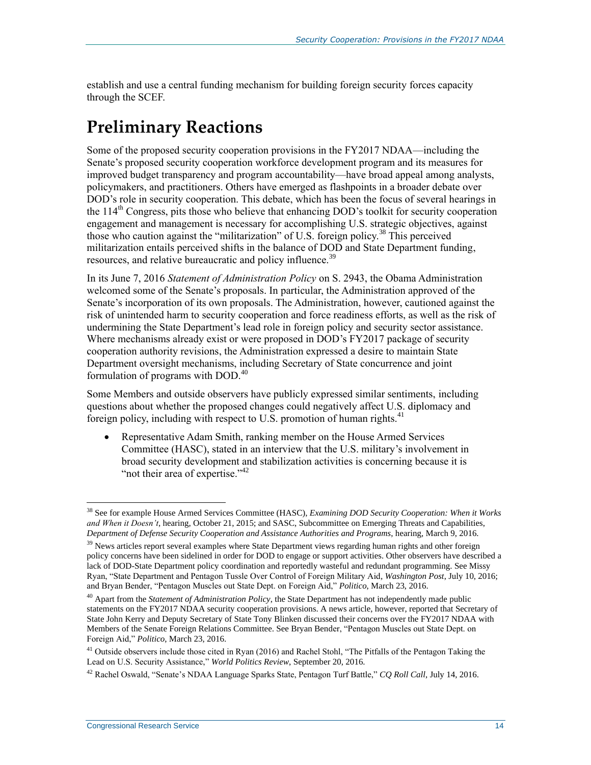establish and use a central funding mechanism for building foreign security forces capacity through the SCEF.

# Preliminary Reactions

Some of the proposed security cooperation provisions in the FY2017 NDAA—including the Senate's proposed security cooperation workforce development program and its measures for improved budget transparency and program accountability—have broad appeal among analysts, policymakers, and practitioners. Others have emerged as flashpoints in a broader debate over DOD's role in security cooperation. This debate, which has been the focus of several hearings in the 114th Congress, pits those who believe that enhancing DOD's toolkit for security cooperation engagement and management is necessary for accomplishing U.S. strategic objectives, against those who caution against the "militarization" of U.S. foreign policy.[38] This perceived militarization entails perceived shifts in the balance of DOD and State Department funding, resources, and relative bureaucratic and policy influence.[39]

In its June 7, 2016 *Statement of Administration Policy* on S. 2943, the Obama Administration welcomed some of the Senate's proposals. In particular, the Administration approved of the Senate's incorporation of its own proposals. The Administration, however, cautioned against the risk of unintended harm to security cooperation and force readiness efforts, as well as the risk of undermining the State Department's lead role in foreign policy and security sector assistance. Where mechanisms already exist or were proposed in DOD's FY2017 package of security cooperation authority revisions, the Administration expressed a desire to maintain State Department oversight mechanisms, including Secretary of State concurrence and joint formulation of programs with DOD.[40]

Some Members and outside observers have publicly expressed similar sentiments, including questions about whether the proposed changes could negatively affect U.S. diplomacy and foreign policy, including with respect to U.S. promotion of human rights.[41]

- Representative Adam Smith, ranking member on the House Armed Services Committee (HASC), stated in an interview that the U.S. military's involvement in broad security development and stabilization activities is concerning because it is "not their area of expertise."[42]

---

[38] See for example House Armed Services Committee (HASC), *Examining DOD Security Cooperation: When it Works and When it Doesn't*, hearing, October 21, 2015; and SASC, Subcommittee on Emerging Threats and Capabilities, *Department of Defense Security Cooperation and Assistance Authorities and Programs*, hearing, March 9, 2016.

[39] News articles report several examples where State Department views regarding human rights and other foreign policy concerns have been sidelined in order for DOD to engage or support activities. Other observers have described a lack of DOD-State Department policy coordination and reportedly wasteful and redundant programming. See Missy Ryan, "State Department and Pentagon Tussle Over Control of Foreign Military Aid, *Washington Post*, July 10, 2016; and Bryan Bender, "Pentagon Muscles out State Dept. on Foreign Aid," *Politico*, March 23, 2016.

[40] Apart from the *Statement of Administration Policy*, the State Department has not independently made public statements on the FY2017 NDAA security cooperation provisions. A news article, however, reported that Secretary of State John Kerry and Deputy Secretary of State Tony Blinken discussed their concerns over the FY2017 NDAA with Members of the Senate Foreign Relations Committee. See Bryan Bender, "Pentagon Muscles out State Dept. on Foreign Aid," *Politico*, March 23, 2016.

[41] Outside observers include those cited in Ryan (2016) and Rachel Stohl, "The Pitfalls of the Pentagon Taking the Lead on U.S. Security Assistance," *World Politics Review*, September 20, 2016.

[42] Rachel Oswald, "Senate's NDAA Language Sparks State, Pentagon Turf Battle," *CQ Roll Call*, July 14, 2016.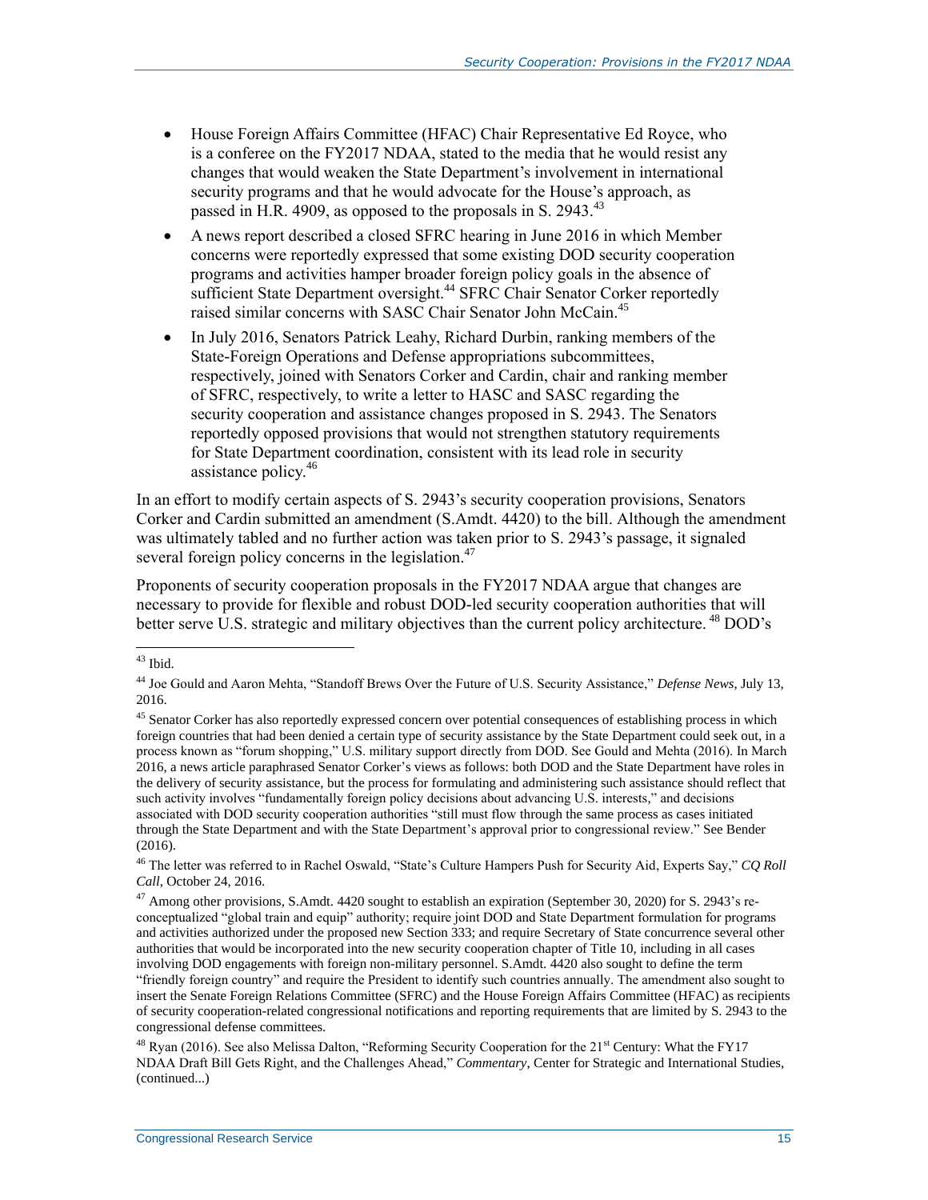- House Foreign Affairs Committee (HFAC) Chair Representative Ed Royce, who is a conferee on the FY2017 NDAA, stated to the media that he would resist any changes that would weaken the State Department's involvement in international security programs and that he would advocate for the House's approach, as passed in H.R. 4909, as opposed to the proposals in S. 2943.[43]
- A news report described a closed SFRC hearing in June 2016 in which Member concerns were reportedly expressed that some existing DOD security cooperation programs and activities hamper broader foreign policy goals in the absence of sufficient State Department oversight.[44] SFRC Chair Senator Corker reportedly raised similar concerns with SASC Chair Senator John McCain.[45]
- In July 2016, Senators Patrick Leahy, Richard Durbin, ranking members of the State-Foreign Operations and Defense appropriations subcommittees, respectively, joined with Senators Corker and Cardin, chair and ranking member of SFRC, respectively, to write a letter to HASC and SASC regarding the security cooperation and assistance changes proposed in S. 2943. The Senators reportedly opposed provisions that would not strengthen statutory requirements for State Department coordination, consistent with its lead role in security assistance policy.[46]

In an effort to modify certain aspects of S. 2943's security cooperation provisions, Senators Corker and Cardin submitted an amendment (S.Amdt. 4420) to the bill. Although the amendment was ultimately tabled and no further action was taken prior to S. 2943's passage, it signaled several foreign policy concerns in the legislation.[47]

Proponents of security cooperation proposals in the FY2017 NDAA argue that changes are necessary to provide for flexible and robust DOD-led security cooperation authorities that will better serve U.S. strategic and military objectives than the current policy architecture.[48] DOD's

---

[43] Ibid.

[44] Joe Gould and Aaron Mehta, "Standoff Brews Over the Future of U.S. Security Assistance," *Defense News*, July 13, 2016.

[45] Senator Corker has also reportedly expressed concern over potential consequences of establishing process in which foreign countries that had been denied a certain type of security assistance by the State Department could seek out, in a process known as "forum shopping," U.S. military support directly from DOD. See Gould and Mehta (2016). In March 2016, a news article paraphrased Senator Corker's views as follows: both DOD and the State Department have roles in the delivery of security assistance, but the process for formulating and administering such assistance should reflect that such activity involves "fundamentally foreign policy decisions about advancing U.S. interests," and decisions associated with DOD security cooperation authorities "still must flow through the same process as cases initiated through the State Department and with the State Department's approval prior to congressional review." See Bender (2016).

[46] The letter was referred to in Rachel Oswald, "State's Culture Hampers Push for Security Aid, Experts Say," *CQ Roll Call*, October 24, 2016.

[47] Among other provisions, S.Amdt. 4420 sought to establish an expiration (September 30, 2020) for S. 2943's re-conceptualized "global train and equip" authority; require joint DOD and State Department formulation for programs and activities authorized under the proposed new Section 333; and require Secretary of State concurrence several other authorities that would be incorporated into the new security cooperation chapter of Title 10, including in all cases involving DOD engagements with foreign non-military personnel. S.Amdt. 4420 also sought to define the term "friendly foreign country" and require the President to identify such countries annually. The amendment also sought to insert the Senate Foreign Relations Committee (SFRC) and the House Foreign Affairs Committee (HFAC) as recipients of security cooperation-related congressional notifications and reporting requirements that are limited by S. 2943 to the congressional defense committees.

[48] Ryan (2016). See also Melissa Dalton, "Reforming Security Cooperation for the 21st Century: What the FY17 NDAA Draft Bill Gets Right, and the Challenges Ahead," *Commentary*, Center for Strategic and International Studies, (continued...)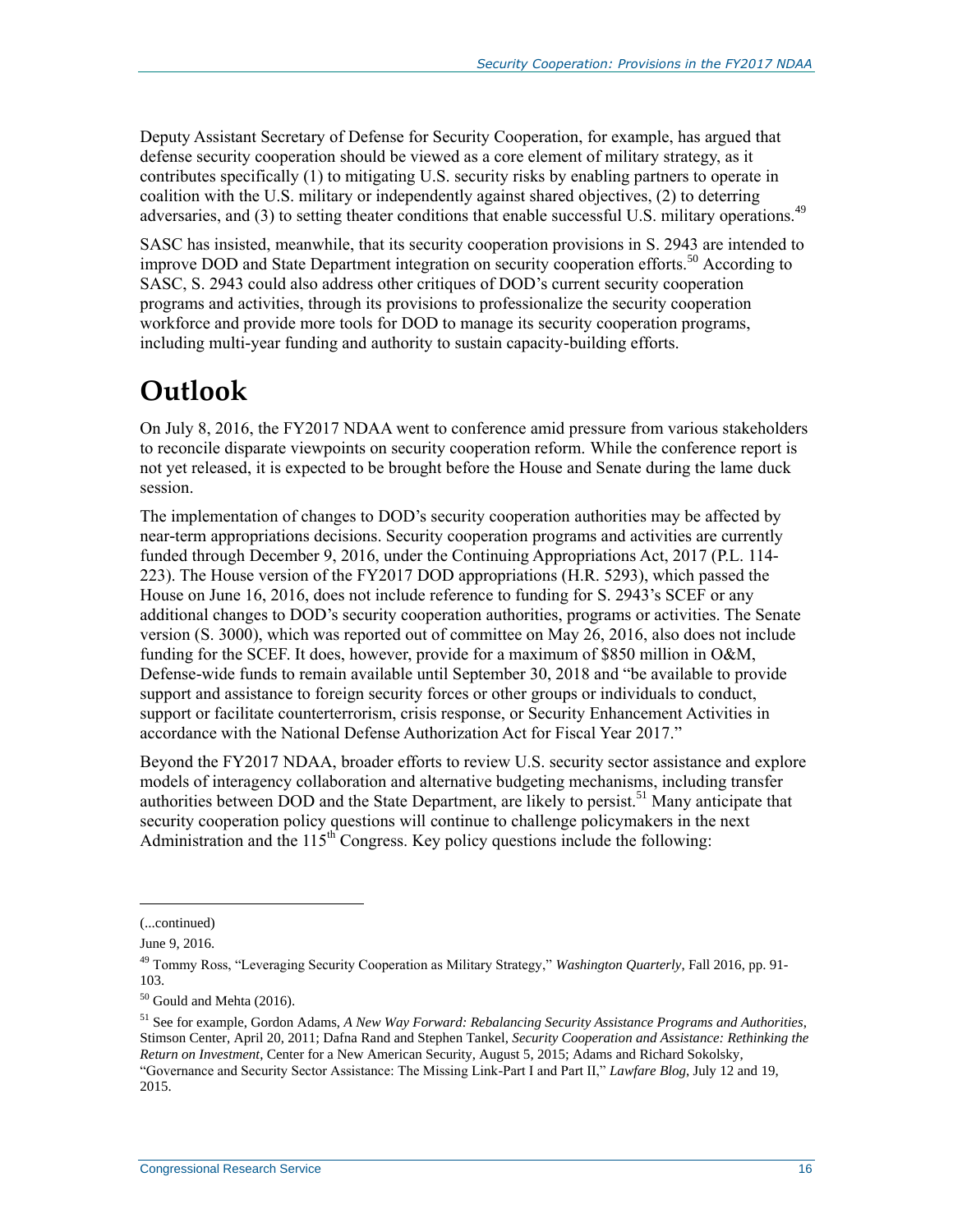Deputy Assistant Secretary of Defense for Security Cooperation, for example, has argued that defense security cooperation should be viewed as a core element of military strategy, as it contributes specifically (1) to mitigating U.S. security risks by enabling partners to operate in coalition with the U.S. military or independently against shared objectives, (2) to deterring adversaries, and (3) to setting theater conditions that enable successful U.S. military operations.[49]

SASC has insisted, meanwhile, that its security cooperation provisions in S. 2943 are intended to improve DOD and State Department integration on security cooperation efforts.[50] According to SASC, S. 2943 could also address other critiques of DOD's current security cooperation programs and activities, through its provisions to professionalize the security cooperation workforce and provide more tools for DOD to manage its security cooperation programs, including multi-year funding and authority to sustain capacity-building efforts.

# Outlook

On July 8, 2016, the FY2017 NDAA went to conference amid pressure from various stakeholders to reconcile disparate viewpoints on security cooperation reform. While the conference report is not yet released, it is expected to be brought before the House and Senate during the lame duck session.

The implementation of changes to DOD's security cooperation authorities may be affected by near-term appropriations decisions. Security cooperation programs and activities are currently funded through December 9, 2016, under the Continuing Appropriations Act, 2017 (P.L. 114-223). The House version of the FY2017 DOD appropriations (H.R. 5293), which passed the House on June 16, 2016, does not include reference to funding for S. 2943's SCEF or any additional changes to DOD's security cooperation authorities, programs or activities. The Senate version (S. 3000), which was reported out of committee on May 26, 2016, also does not include funding for the SCEF. It does, however, provide for a maximum of $850 million in O&M, Defense-wide funds to remain available until September 30, 2018 and "be available to provide support and assistance to foreign security forces or other groups or individuals to conduct, support or facilitate counterterrorism, crisis response, or Security Enhancement Activities in accordance with the National Defense Authorization Act for Fiscal Year 2017."

Beyond the FY2017 NDAA, broader efforts to review U.S. security sector assistance and explore models of interagency collaboration and alternative budgeting mechanisms, including transfer authorities between DOD and the State Department, are likely to persist.[51] Many anticipate that security cooperation policy questions will continue to challenge policymakers in the next Administration and the 115th Congress. Key policy questions include the following:

---

(...continued)

June 9, 2016.

[49] Tommy Ross, "Leveraging Security Cooperation as Military Strategy," *Washington Quarterly*, Fall 2016, pp. 91-103.

[50] Gould and Mehta (2016).

[51] See for example, Gordon Adams, *A New Way Forward: Rebalancing Security Assistance Programs and Authorities*, Stimson Center, April 20, 2011; Dafna Rand and Stephen Tankel, *Security Cooperation and Assistance: Rethinking the Return on Investment*, Center for a New American Security, August 5, 2015; Adams and Richard Sokolsky, "Governance and Security Sector Assistance: The Missing Link-Part I and Part II," *Lawfare Blog*, July 12 and 19, 2015.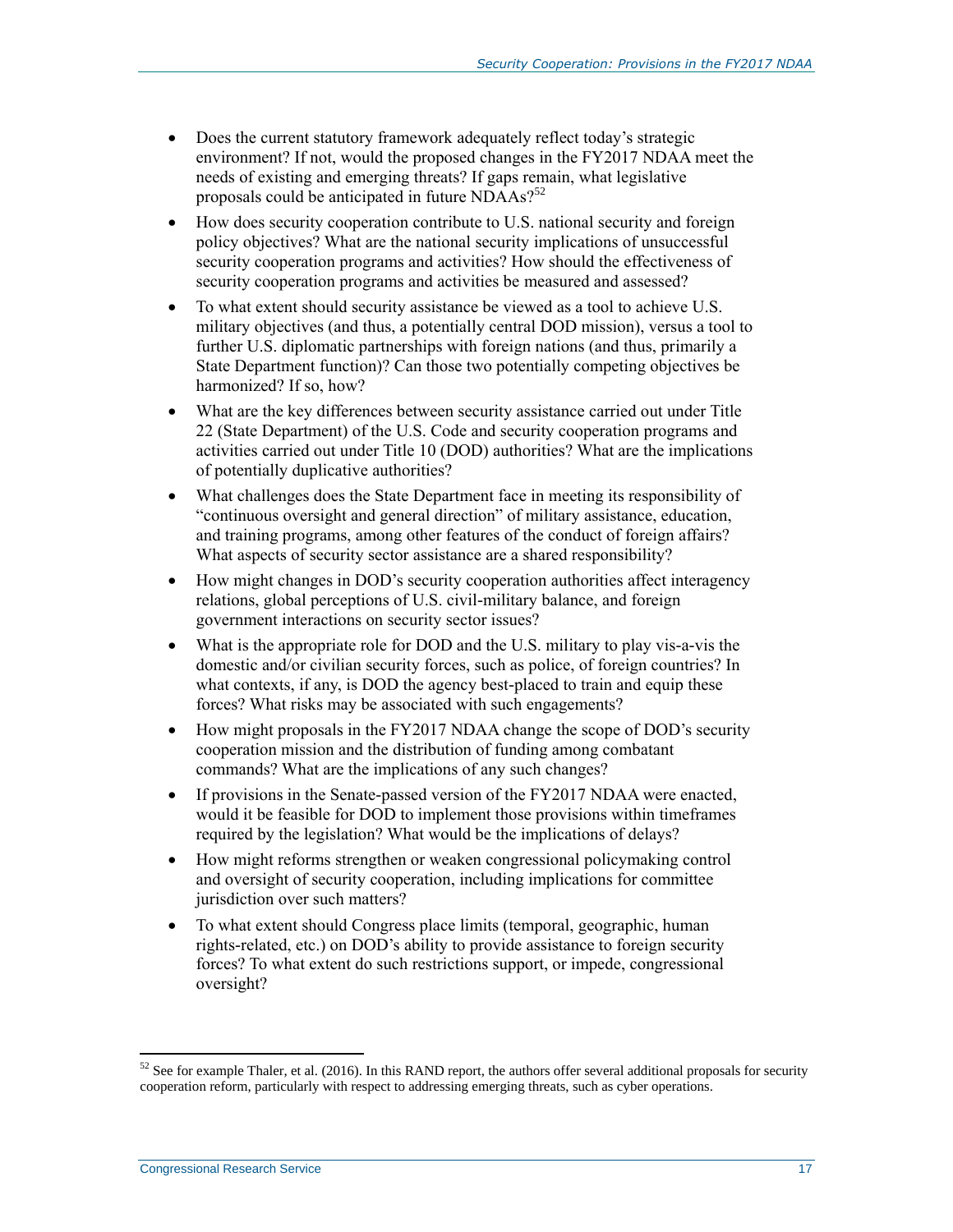- Does the current statutory framework adequately reflect today's strategic environment? If not, would the proposed changes in the FY2017 NDAA meet the needs of existing and emerging threats? If gaps remain, what legislative proposals could be anticipated in future NDAAs?[52]
- How does security cooperation contribute to U.S. national security and foreign policy objectives? What are the national security implications of unsuccessful security cooperation programs and activities? How should the effectiveness of security cooperation programs and activities be measured and assessed?
- To what extent should security assistance be viewed as a tool to achieve U.S. military objectives (and thus, a potentially central DOD mission), versus a tool to further U.S. diplomatic partnerships with foreign nations (and thus, primarily a State Department function)? Can those two potentially competing objectives be harmonized? If so, how?
- What are the key differences between security assistance carried out under Title 22 (State Department) of the U.S. Code and security cooperation programs and activities carried out under Title 10 (DOD) authorities? What are the implications of potentially duplicative authorities?
- What challenges does the State Department face in meeting its responsibility of "continuous oversight and general direction" of military assistance, education, and training programs, among other features of the conduct of foreign affairs? What aspects of security sector assistance are a shared responsibility?
- How might changes in DOD's security cooperation authorities affect interagency relations, global perceptions of U.S. civil-military balance, and foreign government interactions on security sector issues?
- What is the appropriate role for DOD and the U.S. military to play vis-a-vis the domestic and/or civilian security forces, such as police, of foreign countries? In what contexts, if any, is DOD the agency best-placed to train and equip these forces? What risks may be associated with such engagements?
- How might proposals in the FY2017 NDAA change the scope of DOD's security cooperation mission and the distribution of funding among combatant commands? What are the implications of any such changes?
- If provisions in the Senate-passed version of the FY2017 NDAA were enacted, would it be feasible for DOD to implement those provisions within timeframes required by the legislation? What would be the implications of delays?
- How might reforms strengthen or weaken congressional policymaking control and oversight of security cooperation, including implications for committee jurisdiction over such matters?
- To what extent should Congress place limits (temporal, geographic, human rights-related, etc.) on DOD's ability to provide assistance to foreign security forces? To what extent do such restrictions support, or impede, congressional oversight?

[52] See for example Thaler, et al. (2016). In this RAND report, the authors offer several additional proposals for security cooperation reform, particularly with respect to addressing emerging threats, such as cyber operations.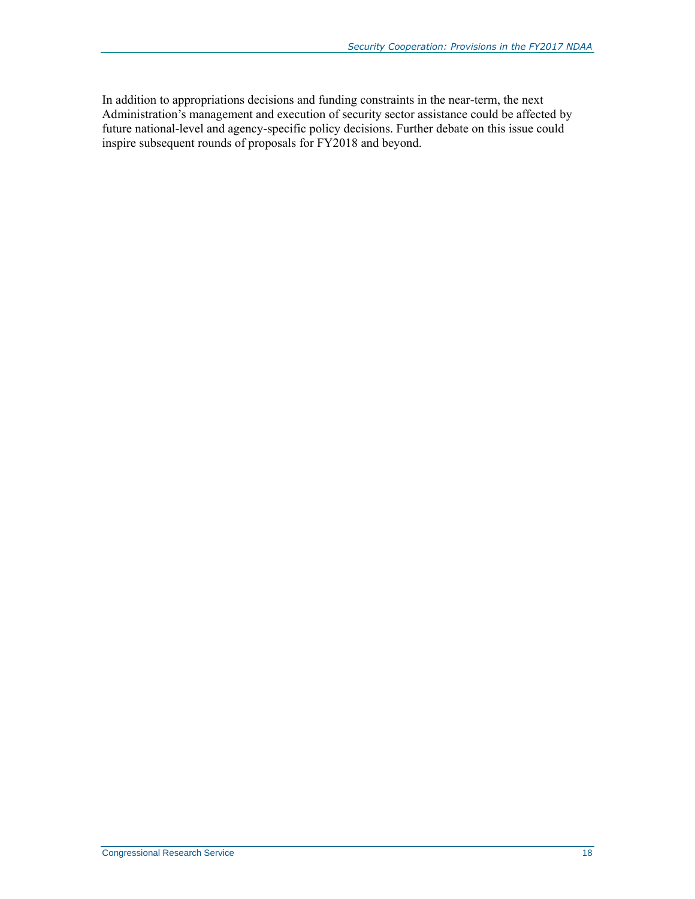In addition to appropriations decisions and funding constraints in the near-term, the next Administration's management and execution of security sector assistance could be affected by future national-level and agency-specific policy decisions. Further debate on this issue could inspire subsequent rounds of proposals for FY2018 and beyond.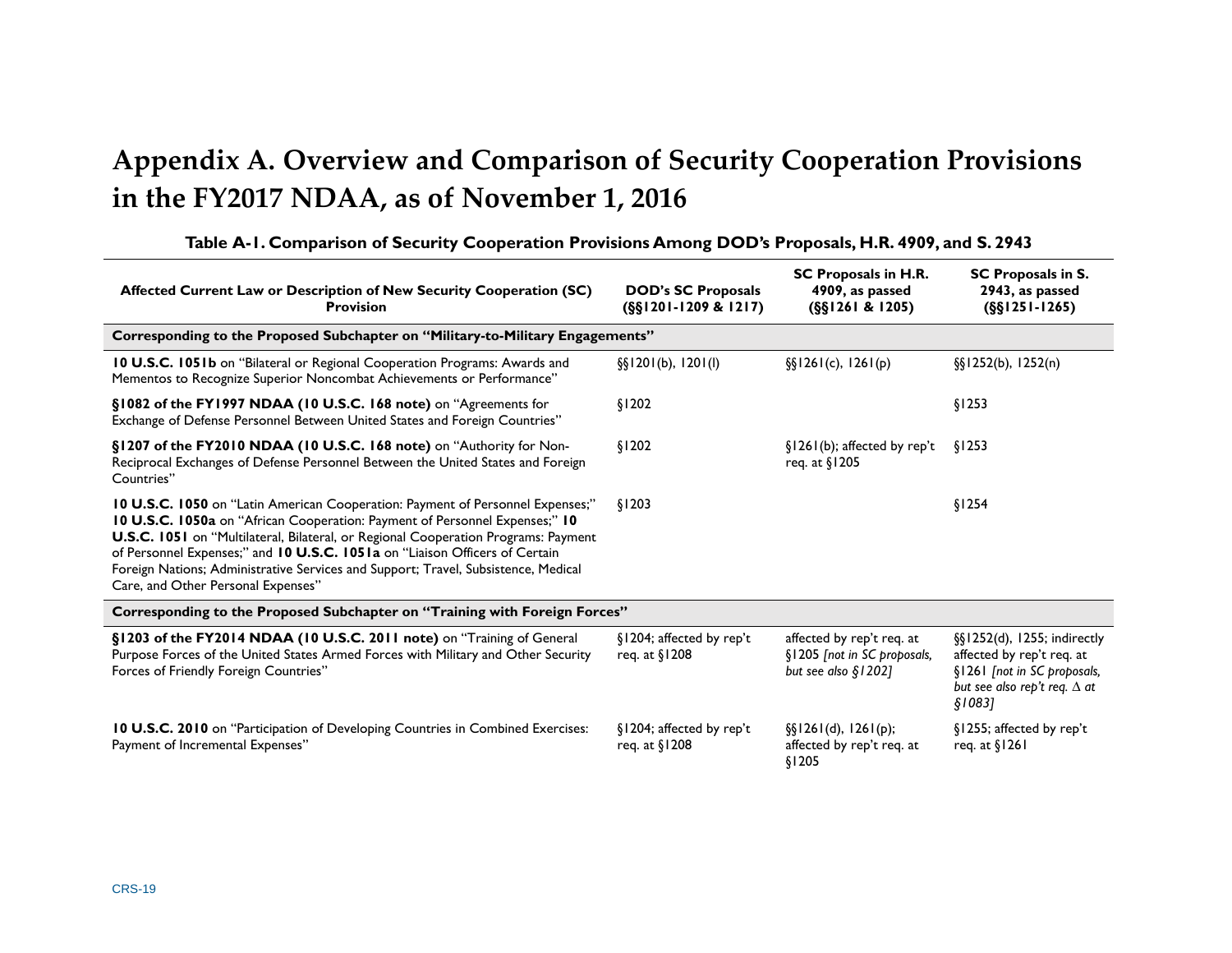# Appendix A. Overview and Comparison of Security Cooperation Provisions in the FY2017 NDAA, as of November 1, 2016

**Table A-1. Comparison of Security Cooperation Provisions Among DOD's Proposals, H.R. 4909, and S. 2943**

| Affected Current Law or Description of New Security Cooperation (SC) Provision | DOD's SC Proposals (§§1201-1209 & 1217) | SC Proposals in H.R. 4909, as passed (§§1261 & 1205) | SC Proposals in S. 2943, as passed (§§1251-1265) |
|---|---|---|---|
| **Corresponding to the Proposed Subchapter on "Military-to-Military Engagements"** | | | |
| **10 U.S.C. 1051b** on "Bilateral or Regional Cooperation Programs: Awards and Mementos to Recognize Superior Noncombat Achievements or Performance" | §§1201(b), 1201(l) | §§1261(c), 1261(p) | §§1252(b), 1252(n) |
| **§1082 of the FY1997 NDAA (10 U.S.C. 168 note)** on "Agreements for Exchange of Defense Personnel Between United States and Foreign Countries" | §1202 | | §1253 |
| **§1207 of the FY2010 NDAA (10 U.S.C. 168 note)** on "Authority for Non-Reciprocal Exchanges of Defense Personnel Between the United States and Foreign Countries" | §1202 | §1261(b); affected by rep't req. at §1205 | §1253 |
| **10 U.S.C. 1050** on "Latin American Cooperation: Payment of Personnel Expenses;" **10 U.S.C. 1050a** on "African Cooperation: Payment of Personnel Expenses;" **10 U.S.C. 1051** on "Multilateral, Bilateral, or Regional Cooperation Programs: Payment of Personnel Expenses;" and **10 U.S.C. 1051a** on "Liaison Officers of Certain Foreign Nations; Administrative Services and Support; Travel, Subsistence, Medical Care, and Other Personal Expenses" | §1203 | | §1254 |
| **Corresponding to the Proposed Subchapter on "Training with Foreign Forces"** | | | |
| **§1203 of the FY2014 NDAA (10 U.S.C. 2011 note)** on "Training of General Purpose Forces of the United States Armed Forces with Military and Other Security Forces of Friendly Foreign Countries" | §1204; affected by rep't req. at §1208 | affected by rep't req. at §1205 *[not in SC proposals, but see also §1202]* | §§1252(d), 1255; indirectly affected by rep't req. at §1261 *[not in SC proposals, but see also rep't req. Δ at §1083]* |
| **10 U.S.C. 2010** on "Participation of Developing Countries in Combined Exercises: Payment of Incremental Expenses" | §1204; affected by rep't req. at §1208 | §§1261(d), 1261(p); affected by rep't req. at §1205 | §1255; affected by rep't req. at §1261 |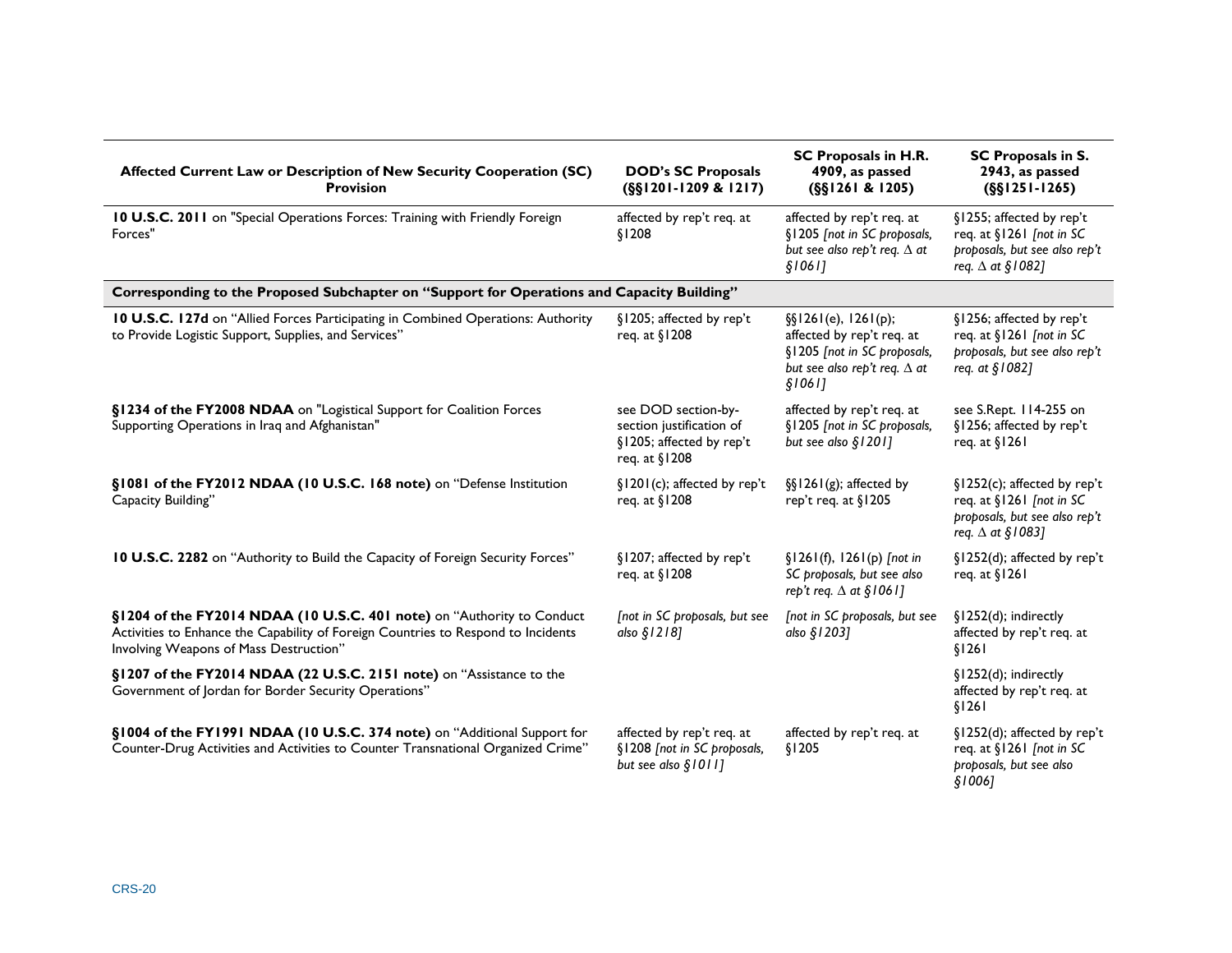| Affected Current Law or Description of New Security Cooperation (SC) Provision | DOD's SC Proposals (§§1201-1209 & 1217) | SC Proposals in H.R. 4909, as passed (§§1261 & 1205) | SC Proposals in S. 2943, as passed (§§1251-1265) |
|---|---|---|---|
| **10 U.S.C. 2011** on "Special Operations Forces: Training with Friendly Foreign Forces" | affected by rep't req. at §1208 | affected by rep't req. at §1205 *[not in SC proposals, but see also rep't req. Δ at §1061]* | §1255; affected by rep't req. at §1261 *[not in SC proposals, but see also rep't req. Δ at §1082]* |
| **Corresponding to the Proposed Subchapter on "Support for Operations and Capacity Building"** | | | |
| **10 U.S.C. 127d** on "Allied Forces Participating in Combined Operations: Authority to Provide Logistic Support, Supplies, and Services" | §1205; affected by rep't req. at §1208 | §§1261(e), 1261(p); affected by rep't req. at §1205 *[not in SC proposals, but see also rep't req. Δ at §1061]* | §1256; affected by rep't req. at §1261 *[not in SC proposals, but see also rep't req. at §1082]* |
| **§1234 of the FY2008 NDAA** on "Logistical Support for Coalition Forces Supporting Operations in Iraq and Afghanistan" | see DOD section-by-section justification of §1205; affected by rep't req. at §1208 | affected by rep't req. at §1205 *[not in SC proposals, but see also §1201]* | see S.Rept. 114-255 on §1256; affected by rep't req. at §1261 |
| **§1081 of the FY2012 NDAA (10 U.S.C. 168 note)** on "Defense Institution Capacity Building" | §1201(c); affected by rep't req. at §1208 | §§1261(g); affected by rep't req. at §1205 | §1252(c); affected by rep't req. at §1261 *[not in SC proposals, but see also rep't req. Δ at §1083]* |
| **10 U.S.C. 2282** on "Authority to Build the Capacity of Foreign Security Forces" | §1207; affected by rep't req. at §1208 | §1261(f), 1261(p) *[not in SC proposals, but see also rep't req. Δ at §1061]* | §1252(d); affected by rep't req. at §1261 |
| **§1204 of the FY2014 NDAA (10 U.S.C. 401 note)** on "Authority to Conduct Activities to Enhance the Capability of Foreign Countries to Respond to Incidents Involving Weapons of Mass Destruction" | *[not in SC proposals, but see also §1218]* | *[not in SC proposals, but see also §1203]* | §1252(d); indirectly affected by rep't req. at §1261 |
| **§1207 of the FY2014 NDAA (22 U.S.C. 2151 note)** on "Assistance to the Government of Jordan for Border Security Operations" | | | §1252(d); indirectly affected by rep't req. at §1261 |
| **§1004 of the FY1991 NDAA (10 U.S.C. 374 note)** on "Additional Support for Counter-Drug Activities and Activities to Counter Transnational Organized Crime" | affected by rep't req. at §1208 *[not in SC proposals, but see also §1011]* | affected by rep't req. at §1205 | §1252(d); affected by rep't req. at §1261 *[not in SC proposals, but see also §1006]* |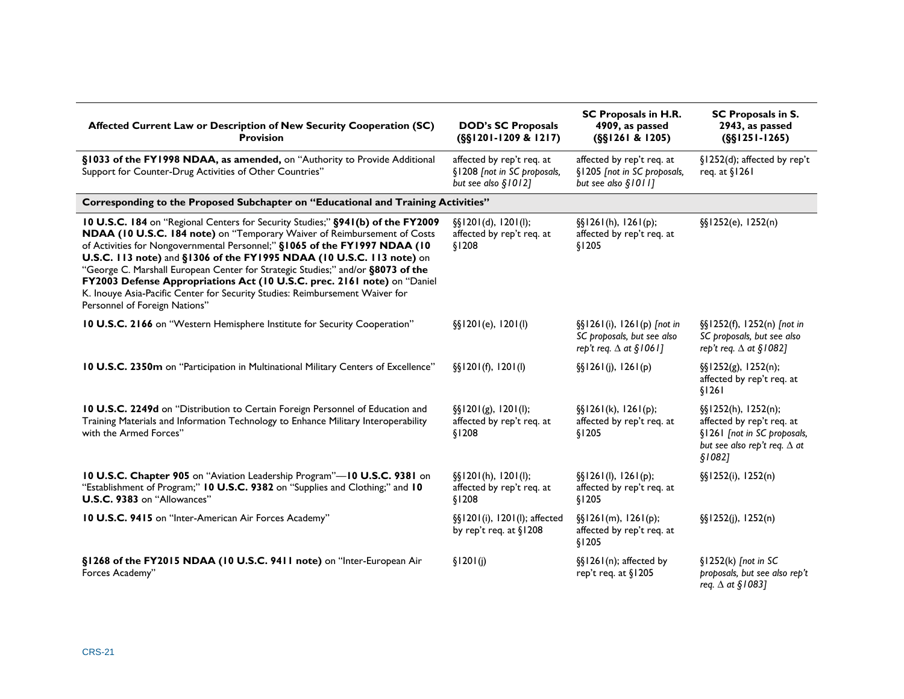| Affected Current Law or Description of New Security Cooperation (SC) Provision | DOD's SC Proposals (§§1201-1209 & 1217) | SC Proposals in H.R. 4909, as passed (§§1261 & 1205) | SC Proposals in S. 2943, as passed (§§1251-1265) |
|---|---|---|---|
| **§1033 of the FY1998 NDAA, as amended,** on "Authority to Provide Additional Support for Counter-Drug Activities of Other Countries" | affected by rep't req. at §1208 *[not in SC proposals, but see also §1012]* | affected by rep't req. at §1205 *[not in SC proposals, but see also §1011]* | §1252(d); affected by rep't req. at §1261 |
| **Corresponding to the Proposed Subchapter on "Educational and Training Activities"** | | | |
| **10 U.S.C. 184** on "Regional Centers for Security Studies;" **§941(b) of the FY2009 NDAA (10 U.S.C. 184 note)** on "Temporary Waiver of Reimbursement of Costs of Activities for Nongovernmental Personnel;" **§1065 of the FY1997 NDAA (10 U.S.C. 113 note)** and **§1306 of the FY1995 NDAA (10 U.S.C. 113 note)** on "George C. Marshall European Center for Strategic Studies;" and/or **§8073 of the FY2003 Defense Appropriations Act (10 U.S.C. prec. 2161 note)** on "Daniel K. Inouye Asia-Pacific Center for Security Studies: Reimbursement Waiver for Personnel of Foreign Nations" | §§1201(d), 1201(l); affected by rep't req. at §1208 | §§1261(h), 1261(p); affected by rep't req. at §1205 | §§1252(e), 1252(n) |
| **10 U.S.C. 2166** on "Western Hemisphere Institute for Security Cooperation" | §§1201(e), 1201(l) | §§1261(i), 1261(p) *[not in SC proposals, but see also rep't req. Δ at §1061]* | §§1252(f), 1252(n) *[not in SC proposals, but see also rep't req. Δ at §1082]* |
| **10 U.S.C. 2350m** on "Participation in Multinational Military Centers of Excellence" | §§1201(f), 1201(l) | §§1261(j), 1261(p) | §§1252(g), 1252(n); affected by rep't req. at §1261 |
| **10 U.S.C. 2249d** on "Distribution to Certain Foreign Personnel of Education and Training Materials and Information Technology to Enhance Military Interoperability with the Armed Forces" | §§1201(g), 1201(l); affected by rep't req. at §1208 | §§1261(k), 1261(p); affected by rep't req. at §1205 | §§1252(h), 1252(n); affected by rep't req. at §1261 *[not in SC proposals, but see also rep't req. Δ at §1082]* |
| **10 U.S.C. Chapter 905** on "Aviation Leadership Program"—**10 U.S.C. 9381** on "Establishment of Program;" **10 U.S.C. 9382** on "Supplies and Clothing;" and **10 U.S.C. 9383** on "Allowances" | §§1201(h), 1201(l); affected by rep't req. at §1208 | §§1261(l), 1261(p); affected by rep't req. at §1205 | §§1252(i), 1252(n) |
| **10 U.S.C. 9415** on "Inter-American Air Forces Academy" | §§1201(i), 1201(l); affected by rep't req. at §1208 | §§1261(m), 1261(p); affected by rep't req. at §1205 | §§1252(j), 1252(n) |
| **§1268 of the FY2015 NDAA (10 U.S.C. 9411 note)** on "Inter-European Air Forces Academy" | §1201(j) | §§1261(n); affected by rep't req. at §1205 | §1252(k) *[not in SC proposals, but see also rep't req. Δ at §1083]* |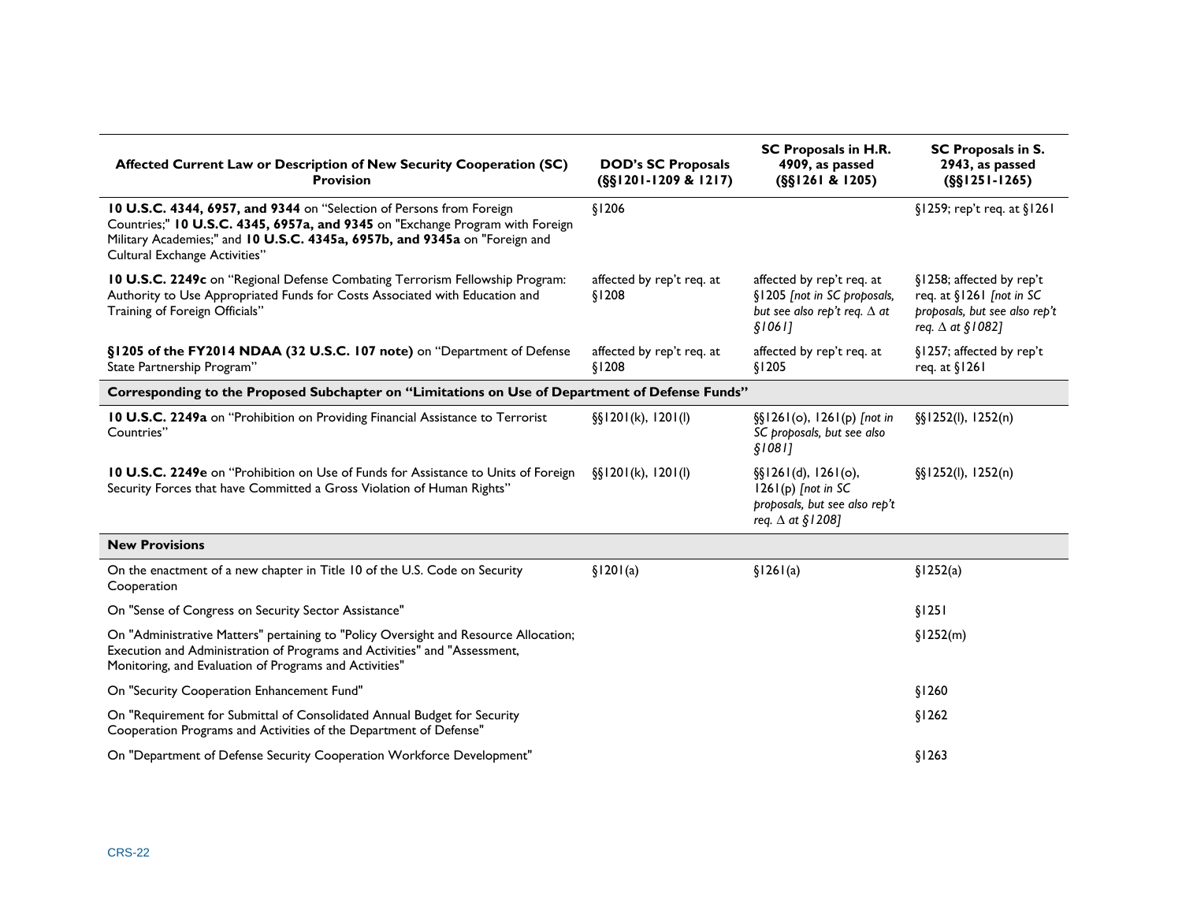| Affected Current Law or Description of New Security Cooperation (SC) Provision | DOD's SC Proposals (§§1201-1209 & 1217) | SC Proposals in H.R. 4909, as passed (§§1261 & 1205) | SC Proposals in S. 2943, as passed (§§1251-1265) |
|---|---|---|---|
| **10 U.S.C. 4344, 6957, and 9344** on "Selection of Persons from Foreign Countries;" **10 U.S.C. 4345, 6957a, and 9345** on "Exchange Program with Foreign Military Academies;" and **10 U.S.C. 4345a, 6957b, and 9345a** on "Foreign and Cultural Exchange Activities" | §1206 | | §1259; rep't req. at §1261 |
| **10 U.S.C. 2249c** on "Regional Defense Combating Terrorism Fellowship Program: Authority to Use Appropriated Funds for Costs Associated with Education and Training of Foreign Officials" | affected by rep't req. at §1208 | affected by rep't req. at §1205 *[not in SC proposals, but see also rep't req. Δ at §1061]* | §1258; affected by rep't req. at §1261 *[not in SC proposals, but see also rep't req. Δ at §1082]* |
| **§1205 of the FY2014 NDAA (32 U.S.C. 107 note)** on "Department of Defense State Partnership Program" | affected by rep't req. at §1208 | affected by rep't req. at §1205 | §1257; affected by rep't req. at §1261 |
| **Corresponding to the Proposed Subchapter on "Limitations on Use of Department of Defense Funds"** | | | |
| **10 U.S.C. 2249a** on "Prohibition on Providing Financial Assistance to Terrorist Countries" | §§1201(k), 1201(l) | §§1261(o), 1261(p) *[not in SC proposals, but see also §1081]* | §§1252(l), 1252(n) |
| **10 U.S.C. 2249e** on "Prohibition on Use of Funds for Assistance to Units of Foreign Security Forces that have Committed a Gross Violation of Human Rights" | §§1201(k), 1201(l) | §§1261(d), 1261(o), 1261(p) *[not in SC proposals, but see also rep't req. Δ at §1208]* | §§1252(l), 1252(n) |
| **New Provisions** | | | |
| On the enactment of a new chapter in Title 10 of the U.S. Code on Security Cooperation | §1201(a) | §1261(a) | §1252(a) |
| On "Sense of Congress on Security Sector Assistance" | | | §1251 |
| On "Administrative Matters" pertaining to "Policy Oversight and Resource Allocation; Execution and Administration of Programs and Activities" and "Assessment, Monitoring, and Evaluation of Programs and Activities" | | | §1252(m) |
| On "Security Cooperation Enhancement Fund" | | | §1260 |
| On "Requirement for Submittal of Consolidated Annual Budget for Security Cooperation Programs and Activities of the Department of Defense" | | | §1262 |
| On "Department of Defense Security Cooperation Workforce Development" | | | §1263 |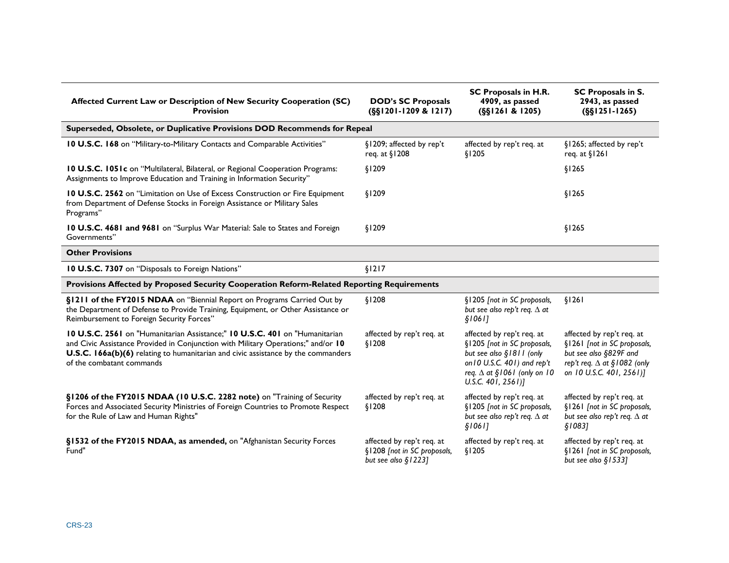| Affected Current Law or Description of New Security Cooperation (SC) Provision | DOD's SC Proposals (§§1201-1209 & 1217) | SC Proposals in H.R. 4909, as passed (§§1261 & 1205) | SC Proposals in S. 2943, as passed (§§1251-1265) |
|---|---|---|---|
| **Superseded, Obsolete, or Duplicative Provisions DOD Recommends for Repeal** | | | |
| **10 U.S.C. 168** on "Military-to-Military Contacts and Comparable Activities" | §1209; affected by rep't req. at §1208 | affected by rep't req. at §1205 | §1265; affected by rep't req. at §1261 |
| **10 U.S.C. 1051c** on "Multilateral, Bilateral, or Regional Cooperation Programs: Assignments to Improve Education and Training in Information Security" | §1209 | | §1265 |
| **10 U.S.C. 2562** on "Limitation on Use of Excess Construction or Fire Equipment from Department of Defense Stocks in Foreign Assistance or Military Sales Programs" | §1209 | | §1265 |
| **10 U.S.C. 4681 and 9681** on "Surplus War Material: Sale to States and Foreign Governments" | §1209 | | §1265 |
| **Other Provisions** | | | |
| **10 U.S.C. 7307** on "Disposals to Foreign Nations" | §1217 | | |
| **Provisions Affected by Proposed Security Cooperation Reform-Related Reporting Requirements** | | | |
| **§1211 of the FY2015 NDAA** on "Biennial Report on Programs Carried Out by the Department of Defense to Provide Training, Equipment, or Other Assistance or Reimbursement to Foreign Security Forces" | §1208 | §1205 *[not in SC proposals, but see also rep't req. Δ at §1061]* | §1261 |
| **10 U.S.C. 2561** on "Humanitarian Assistance;" **10 U.S.C. 401** on "Humanitarian and Civic Assistance Provided in Conjunction with Military Operations;" and/or **10 U.S.C. 166a(b)(6)** relating to humanitarian and civic assistance by the commanders of the combatant commands | affected by rep't req. at §1208 | affected by rep't req. at §1205 *[not in SC proposals, but see also §1811 (only on10 U.S.C. 401) and rep't req. Δ at §1061 (only on 10 U.S.C. 401, 2561)]* | affected by rep't req. at §1261 *[not in SC proposals, but see also §829F and rep't req. Δ at §1082 (only on 10 U.S.C. 401, 2561)]* |
| **§1206 of the FY2015 NDAA (10 U.S.C. 2282 note)** on "Training of Security Forces and Associated Security Ministries of Foreign Countries to Promote Respect for the Rule of Law and Human Rights" | affected by rep't req. at §1208 | affected by rep't req. at §1205 *[not in SC proposals, but see also rep't req. Δ at §1061]* | affected by rep't req. at §1261 *[not in SC proposals, but see also rep't req. Δ at §1083]* |
| **§1532 of the FY2015 NDAA, as amended,** on "Afghanistan Security Forces Fund" | affected by rep't req. at §1208 *[not in SC proposals, but see also §1223]* | affected by rep't req. at §1205 | affected by rep't req. at §1261 *[not in SC proposals, but see also §1533]* |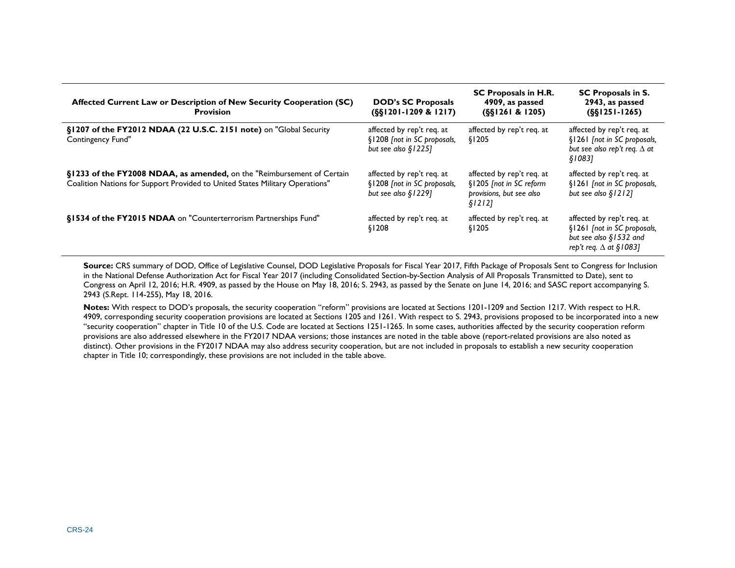| Affected Current Law or Description of New Security Cooperation (SC) Provision | DOD's SC Proposals (§§1201-1209 & 1217) | SC Proposals in H.R. 4909, as passed (§§1261 & 1205) | SC Proposals in S. 2943, as passed (§§1251-1265) |
|---|---|---|---|
| **§1207 of the FY2012 NDAA (22 U.S.C. 2151 note)** on "Global Security Contingency Fund" | affected by rep't req. at §1208 *[not in SC proposals, but see also §1225]* | affected by rep't req. at §1205 | affected by rep't req. at §1261 *[not in SC proposals, but see also rep't req. ∆ at §1083]* |
| **§1233 of the FY2008 NDAA, as amended,** on the "Reimbursement of Certain Coalition Nations for Support Provided to United States Military Operations" | affected by rep't req. at §1208 *[not in SC proposals, but see also §1229]* | affected by rep't req. at §1205 *[not in SC reform provisions, but see also §1212]* | affected by rep't req. at §1261 *[not in SC proposals, but see also §1212]* |
| **§1534 of the FY2015 NDAA** on "Counterterrorism Partnerships Fund" | affected by rep't req. at §1208 | affected by rep't req. at §1205 | affected by rep't req. at §1261 *[not in SC proposals, but see also §1532 and rep't req. ∆ at §1083]* |

**Source:** CRS summary of DOD, Office of Legislative Counsel, DOD Legislative Proposals for Fiscal Year 2017, Fifth Package of Proposals Sent to Congress for Inclusion in the National Defense Authorization Act for Fiscal Year 2017 (including Consolidated Section-by-Section Analysis of All Proposals Transmitted to Date), sent to Congress on April 12, 2016; H.R. 4909, as passed by the House on May 18, 2016; S. 2943, as passed by the Senate on June 14, 2016; and SASC report accompanying S. 2943 (S.Rept. 114-255), May 18, 2016.

**Notes:** With respect to DOD's proposals, the security cooperation "reform" provisions are located at Sections 1201-1209 and Section 1217. With respect to H.R. 4909, corresponding security cooperation provisions are located at Sections 1205 and 1261. With respect to S. 2943, provisions proposed to be incorporated into a new "security cooperation" chapter in Title 10 of the U.S. Code are located at Sections 1251-1265. In some cases, authorities affected by the security cooperation reform provisions are also addressed elsewhere in the FY2017 NDAA versions; those instances are noted in the table above (report-related provisions are also noted as distinct). Other provisions in the FY2017 NDAA may also address security cooperation, but are not included in proposals to establish a new security cooperation chapter in Title 10; correspondingly, these provisions are not included in the table above.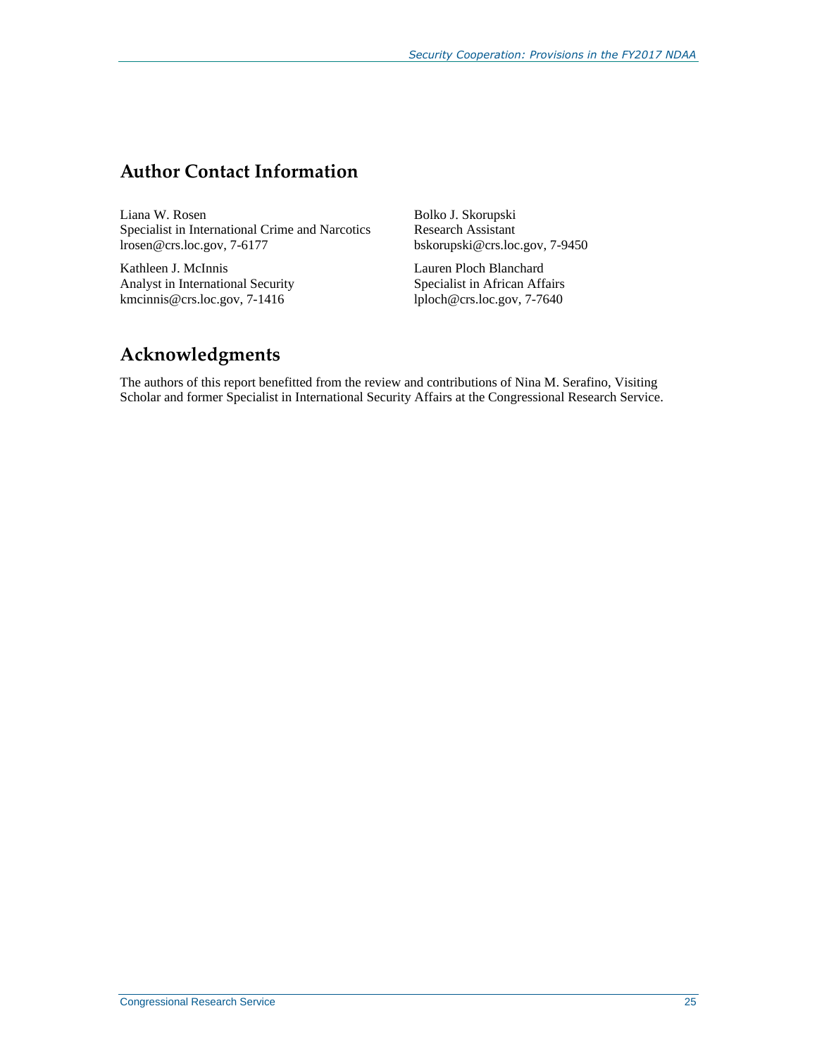## Author Contact Information

Liana W. Rosen
Specialist in International Crime and Narcotics
lrosen@crs.loc.gov, 7-6177

Kathleen J. McInnis
Analyst in International Security
kmcinnis@crs.loc.gov, 7-1416

Bolko J. Skorupski
Research Assistant
bskorupski@crs.loc.gov, 7-9450

Lauren Ploch Blanchard
Specialist in African Affairs
lploch@crs.loc.gov, 7-7640

## Acknowledgments

The authors of this report benefitted from the review and contributions of Nina M. Serafino, Visiting Scholar and former Specialist in International Security Affairs at the Congressional Research Service.